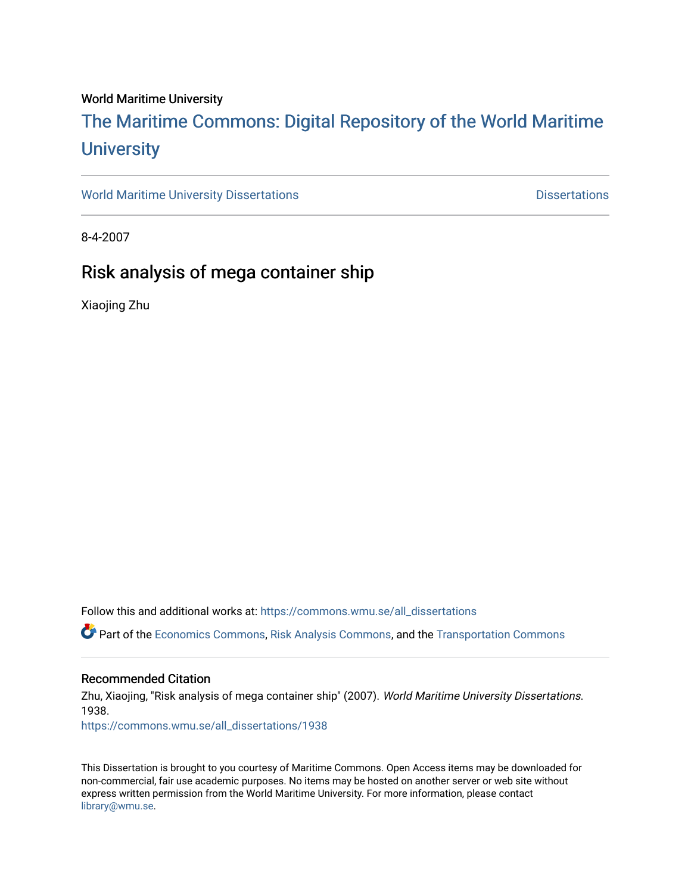World Maritime University

# The Maritime Commons: Digital Repository of the World Maritime University

World Maritime University Dissertations | Dissertations

8-4-2007

## Risk analysis of mega container ship

Xiaojing Zhu

Follow this and additional works at: https://commons.wmu.se/all_dissertations

Part of the Economics Commons, Risk Analysis Commons, and the Transportation Commons

### Recommended Citation

Zhu, Xiaojing, "Risk analysis of mega container ship" (2007). *World Maritime University Dissertations*. 1938.
https://commons.wmu.se/all_dissertations/1938

This Dissertation is brought to you courtesy of Maritime Commons. Open Access items may be downloaded for non-commercial, fair use academic purposes. No items may be hosted on another server or web site without express written permission from the World Maritime University. For more information, please contact library@wmu.se.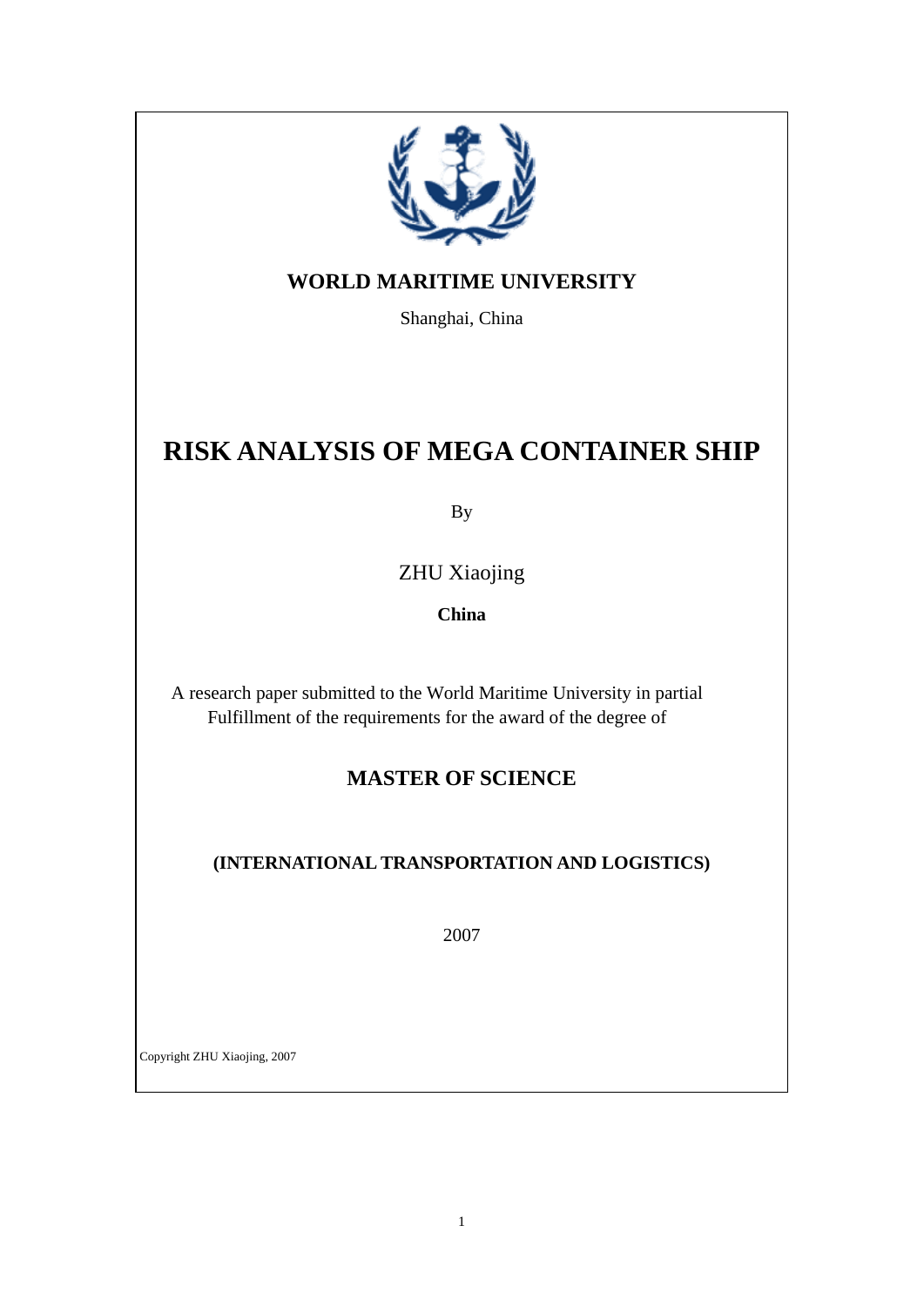**WORLD MARITIME UNIVERSITY**

Shanghai, China

# RISK ANALYSIS OF MEGA CONTAINER SHIP

By

ZHU Xiaojing

**China**

A research paper submitted to the World Maritime University in partial Fulfillment of the requirements for the award of the degree of

**MASTER OF SCIENCE**

**(INTERNATIONAL TRANSPORTATION AND LOGISTICS)**

2007

Copyright ZHU Xiaojing, 2007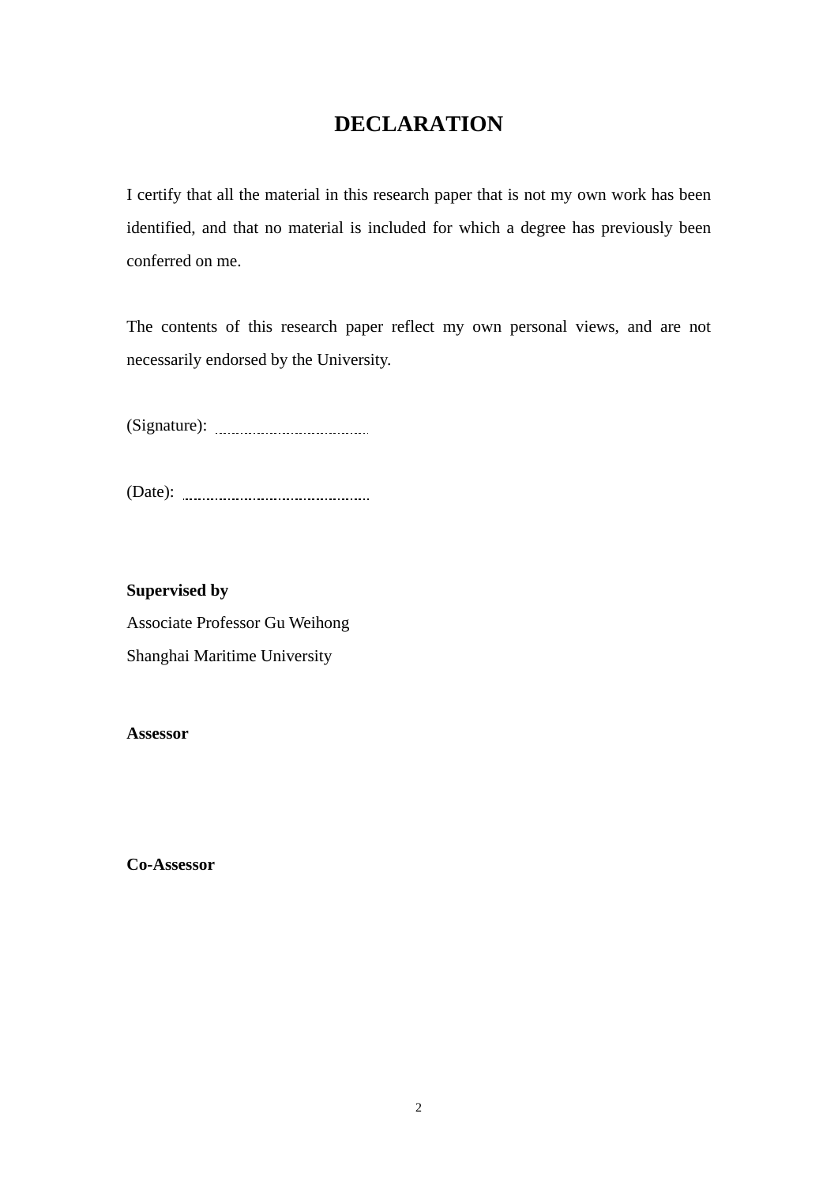# DECLARATION

I certify that all the material in this research paper that is not my own work has been identified, and that no material is included for which a degree has previously been conferred on me.

The contents of this research paper reflect my own personal views, and are not necessarily endorsed by the University.

(Signature): ......................................

(Date): ..........................................

**Supervised by**
Associate Professor Gu Weihong
Shanghai Maritime University

**Assessor**

**Co-Assessor**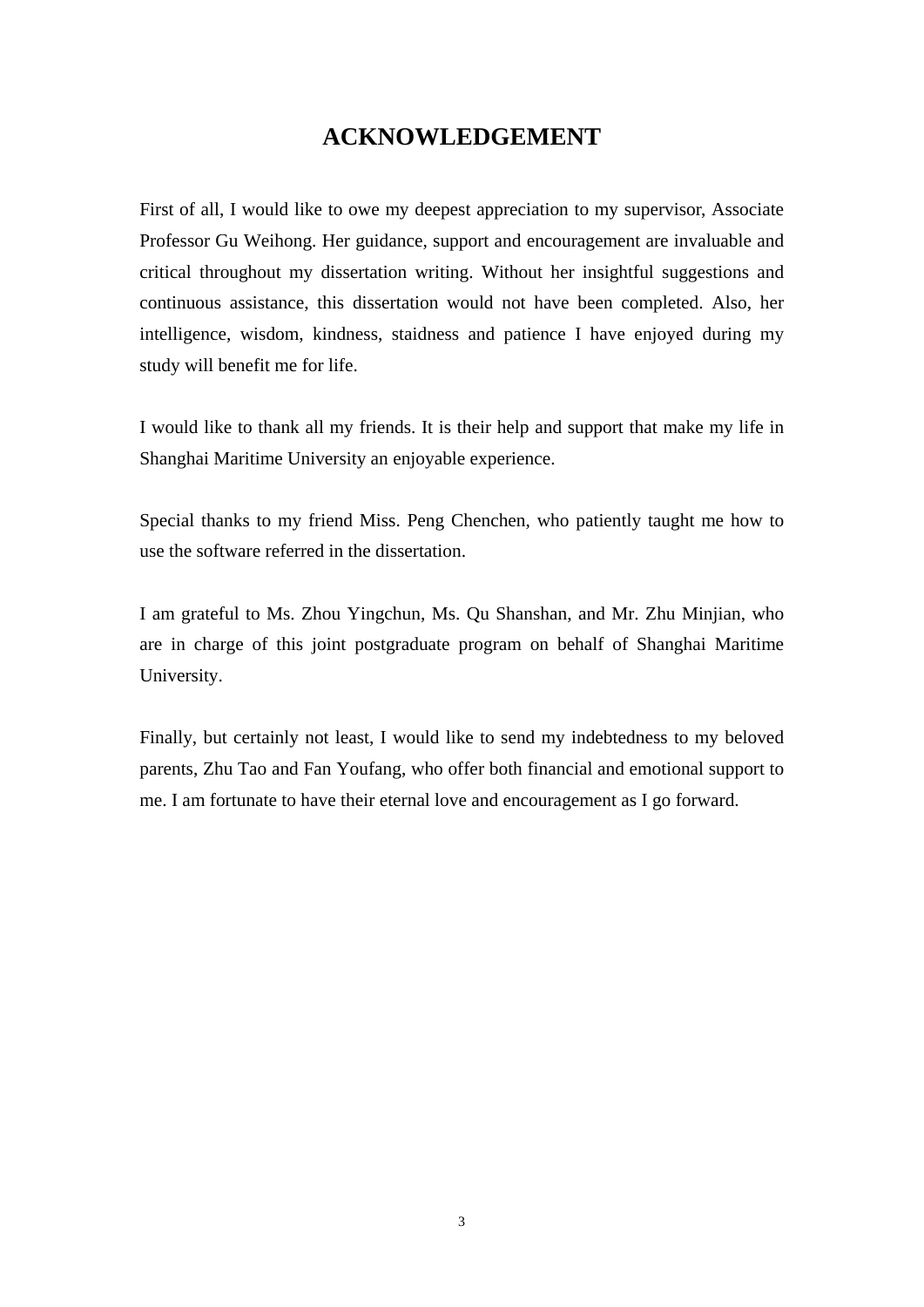# ACKNOWLEDGEMENT

First of all, I would like to owe my deepest appreciation to my supervisor, Associate Professor Gu Weihong. Her guidance, support and encouragement are invaluable and critical throughout my dissertation writing. Without her insightful suggestions and continuous assistance, this dissertation would not have been completed. Also, her intelligence, wisdom, kindness, staidness and patience I have enjoyed during my study will benefit me for life.

I would like to thank all my friends. It is their help and support that make my life in Shanghai Maritime University an enjoyable experience.

Special thanks to my friend Miss. Peng Chenchen, who patiently taught me how to use the software referred in the dissertation.

I am grateful to Ms. Zhou Yingchun, Ms. Qu Shanshan, and Mr. Zhu Minjian, who are in charge of this joint postgraduate program on behalf of Shanghai Maritime University.

Finally, but certainly not least, I would like to send my indebtedness to my beloved parents, Zhu Tao and Fan Youfang, who offer both financial and emotional support to me. I am fortunate to have their eternal love and encouragement as I go forward.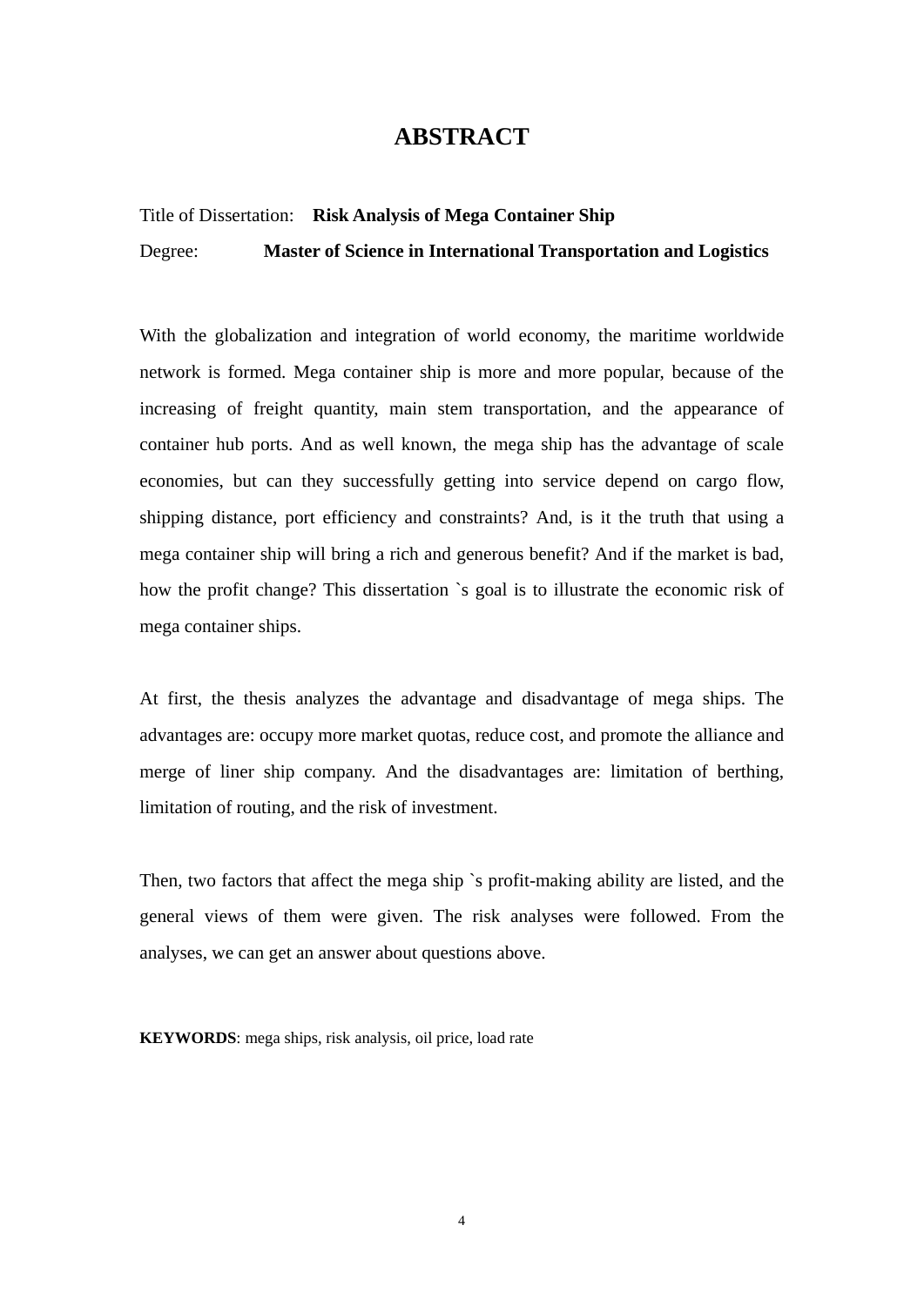# ABSTRACT

Title of Dissertation: **Risk Analysis of Mega Container Ship**

Degree: **Master of Science in International Transportation and Logistics**

With the globalization and integration of world economy, the maritime worldwide network is formed. Mega container ship is more and more popular, because of the increasing of freight quantity, main stem transportation, and the appearance of container hub ports. And as well known, the mega ship has the advantage of scale economies, but can they successfully getting into service depend on cargo flow, shipping distance, port efficiency and constraints? And, is it the truth that using a mega container ship will bring a rich and generous benefit? And if the market is bad, how the profit change? This dissertation `s goal is to illustrate the economic risk of mega container ships.

At first, the thesis analyzes the advantage and disadvantage of mega ships. The advantages are: occupy more market quotas, reduce cost, and promote the alliance and merge of liner ship company. And the disadvantages are: limitation of berthing, limitation of routing, and the risk of investment.

Then, two factors that affect the mega ship `s profit-making ability are listed, and the general views of them were given. The risk analyses were followed. From the analyses, we can get an answer about questions above.

**KEYWORDS**: mega ships, risk analysis, oil price, load rate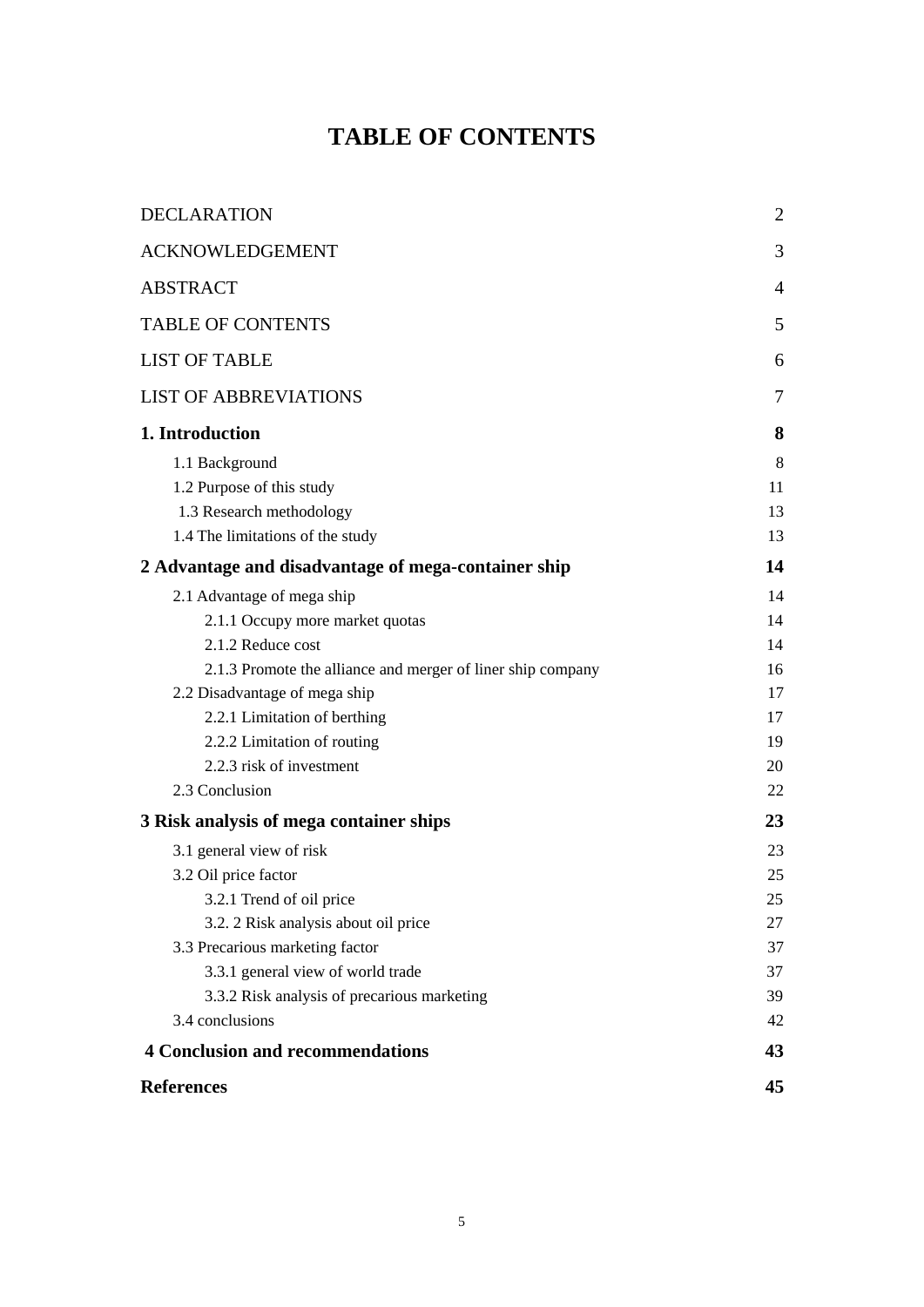# TABLE OF CONTENTS

| | |
|---|---|
| DECLARATION | 2 |
| ACKNOWLEDGEMENT | 3 |
| ABSTRACT | 4 |
| TABLE OF CONTENTS | 5 |
| LIST OF TABLE | 6 |
| LIST OF ABBREVIATIONS | 7 |
| **1. Introduction** | **8** |
| 1.1 Background | 8 |
| 1.2 Purpose of this study | 11 |
| 1.3 Research methodology | 13 |
| 1.4 The limitations of the study | 13 |
| **2 Advantage and disadvantage of mega-container ship** | **14** |
| 2.1 Advantage of mega ship | 14 |
| 2.1.1 Occupy more market quotas | 14 |
| 2.1.2 Reduce cost | 14 |
| 2.1.3 Promote the alliance and merger of liner ship company | 16 |
| 2.2 Disadvantage of mega ship | 17 |
| 2.2.1 Limitation of berthing | 17 |
| 2.2.2 Limitation of routing | 19 |
| 2.2.3 risk of investment | 20 |
| 2.3 Conclusion | 22 |
| **3 Risk analysis of mega container ships** | **23** |
| 3.1 general view of risk | 23 |
| 3.2 Oil price factor | 25 |
| 3.2.1 Trend of oil price | 25 |
| 3.2. 2 Risk analysis about oil price | 27 |
| 3.3 Precarious marketing factor | 37 |
| 3.3.1 general view of world trade | 37 |
| 3.3.2 Risk analysis of precarious marketing | 39 |
| 3.4 conclusions | 42 |
| **4 Conclusion and recommendations** | **43** |
| **References** | **45** |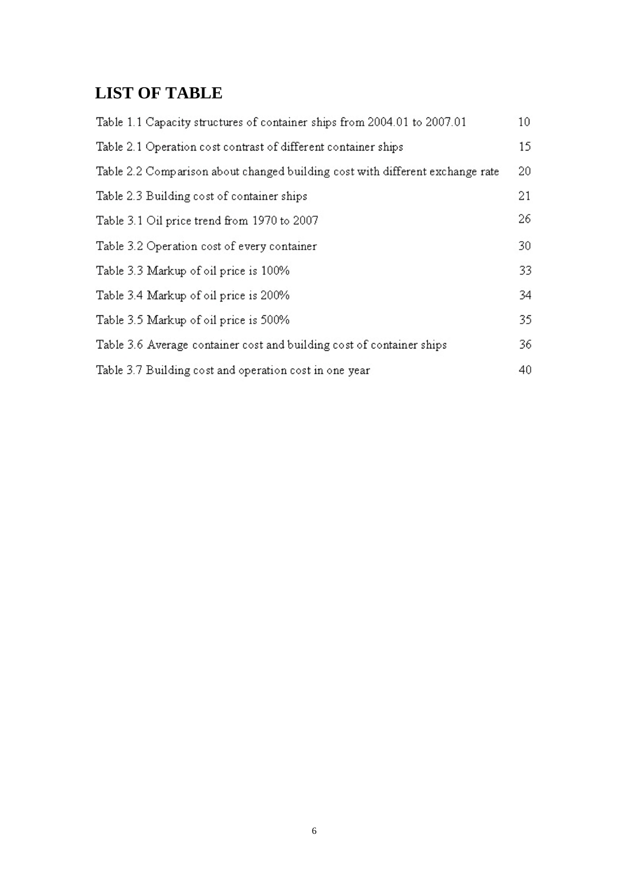# LIST OF TABLE

Table 1.1 Capacity structures of container ships from 2004.01 to 2007.01 10

Table 2.1 Operation cost contrast of different container ships 15

Table 2.2 Comparison about changed building cost with different exchange rate 20

Table 2.3 Building cost of container ships 21

Table 3.1 Oil price trend from 1970 to 2007 26

Table 3.2 Operation cost of every container 30

Table 3.3 Markup of oil price is 100% 33

Table 3.4 Markup of oil price is 200% 34

Table 3.5 Markup of oil price is 500% 35

Table 3.6 Average container cost and building cost of container ships 36

Table 3.7 Building cost and operation cost in one year 40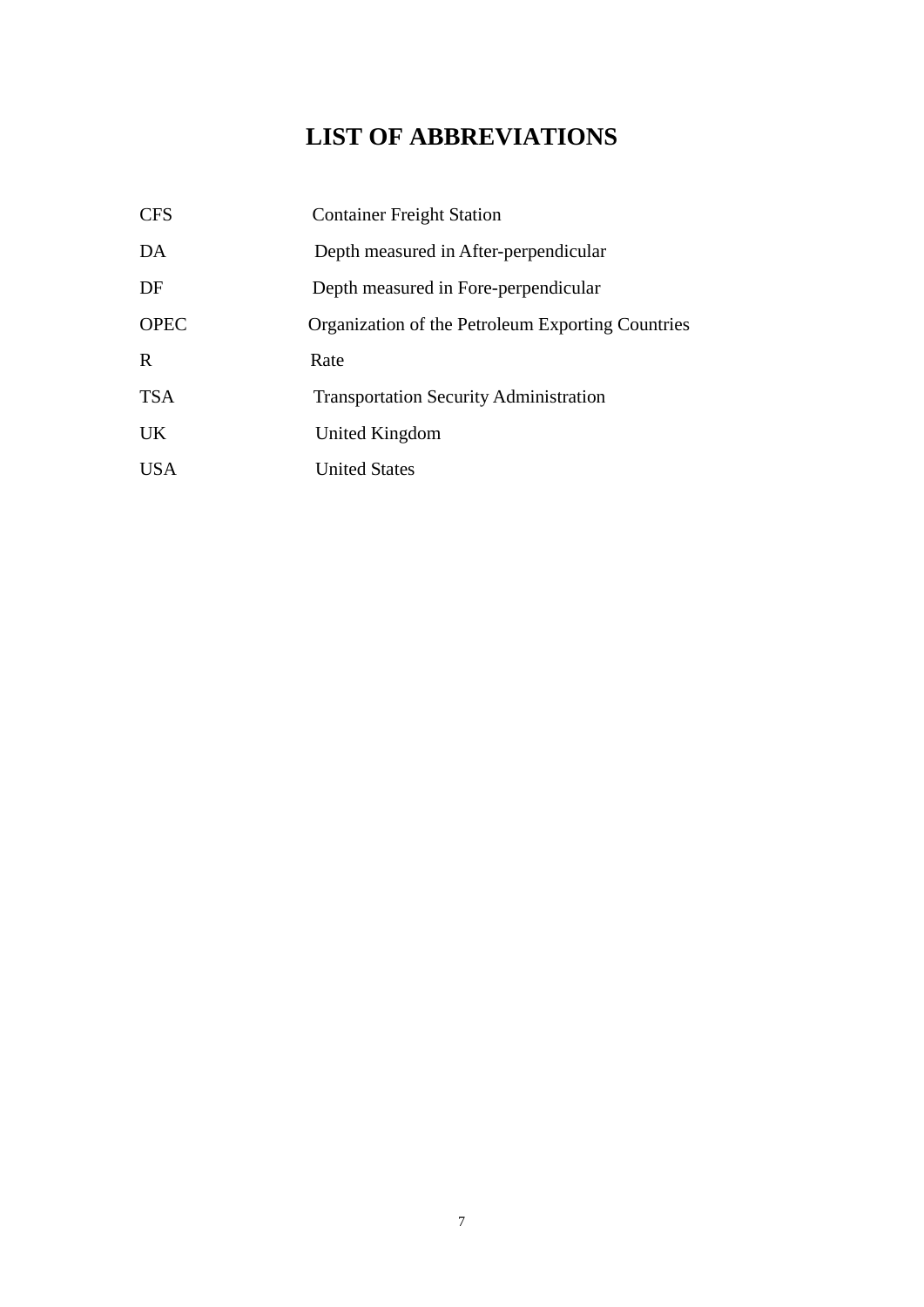# LIST OF ABBREVIATIONS

| | |
|---|---|
| CFS | Container Freight Station |
| DA | Depth measured in After-perpendicular |
| DF | Depth measured in Fore-perpendicular |
| OPEC | Organization of the Petroleum Exporting Countries |
| R | Rate |
| TSA | Transportation Security Administration |
| UK | United Kingdom |
| USA | United States |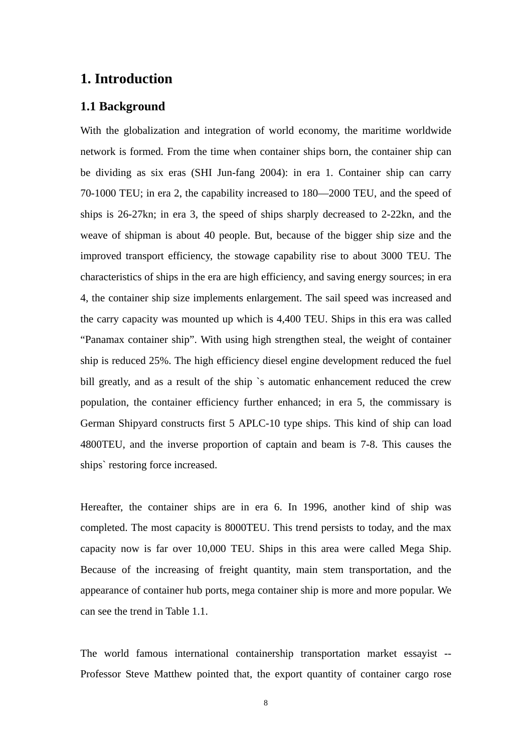# 1. Introduction

## 1.1 Background

With the globalization and integration of world economy, the maritime worldwide network is formed. From the time when container ships born, the container ship can be dividing as six eras (SHI Jun-fang 2004): in era 1. Container ship can carry 70-1000 TEU; in era 2, the capability increased to 180—2000 TEU, and the speed of ships is 26-27kn; in era 3, the speed of ships sharply decreased to 2-22kn, and the weave of shipman is about 40 people. But, because of the bigger ship size and the improved transport efficiency, the stowage capability rise to about 3000 TEU. The characteristics of ships in the era are high efficiency, and saving energy sources; in era 4, the container ship size implements enlargement. The sail speed was increased and the carry capacity was mounted up which is 4,400 TEU. Ships in this era was called "Panamax container ship". With using high strengthen steal, the weight of container ship is reduced 25%. The high efficiency diesel engine development reduced the fuel bill greatly, and as a result of the ship `s automatic enhancement reduced the crew population, the container efficiency further enhanced; in era 5, the commissary is German Shipyard constructs first 5 APLC-10 type ships. This kind of ship can load 4800TEU, and the inverse proportion of captain and beam is 7-8. This causes the ships` restoring force increased.

Hereafter, the container ships are in era 6. In 1996, another kind of ship was completed. The most capacity is 8000TEU. This trend persists to today, and the max capacity now is far over 10,000 TEU. Ships in this area were called Mega Ship. Because of the increasing of freight quantity, main stem transportation, and the appearance of container hub ports, mega container ship is more and more popular. We can see the trend in Table 1.1.

The world famous international containership transportation market essayist -- Professor Steve Matthew pointed that, the export quantity of container cargo rose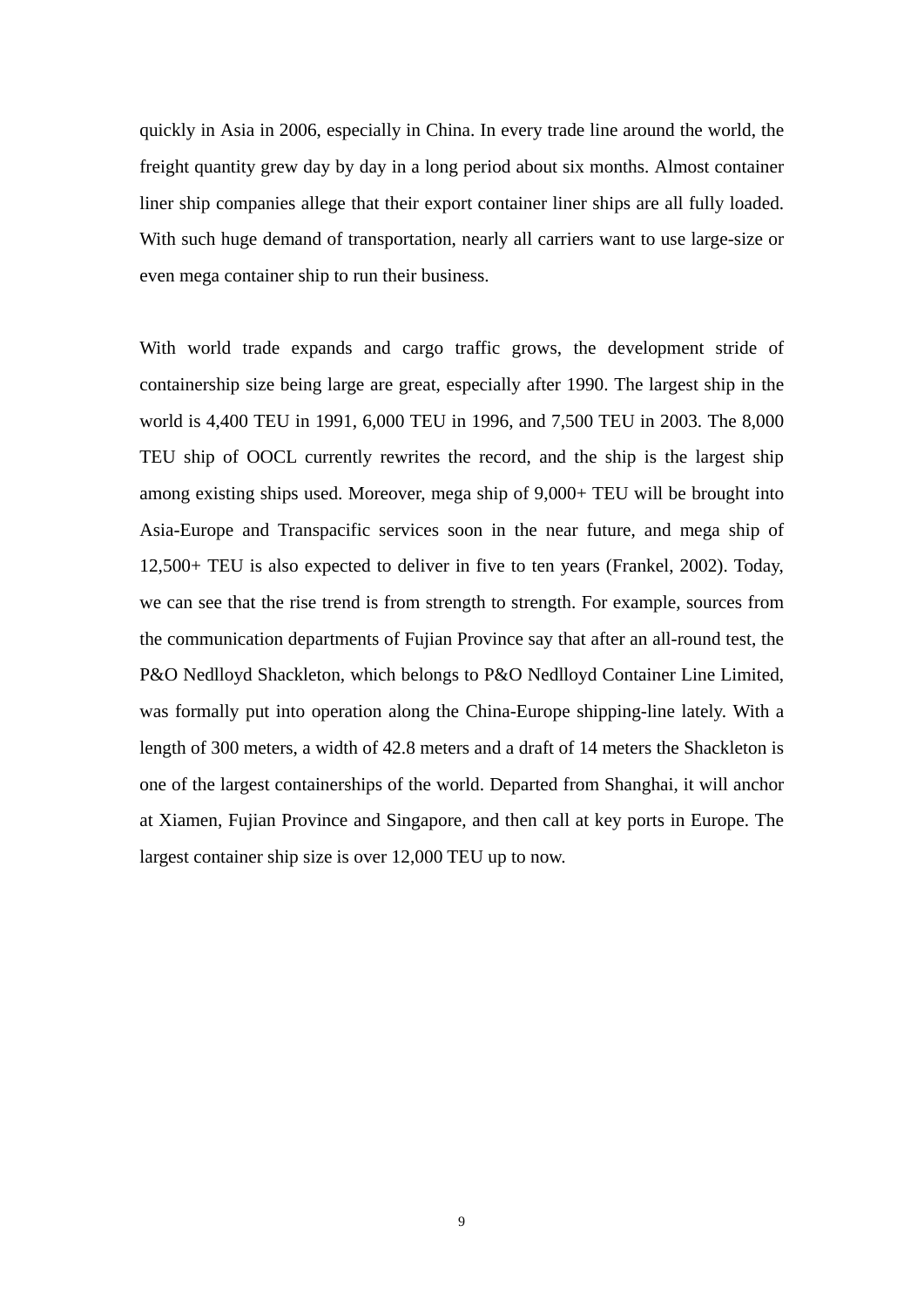quickly in Asia in 2006, especially in China. In every trade line around the world, the freight quantity grew day by day in a long period about six months. Almost container liner ship companies allege that their export container liner ships are all fully loaded. With such huge demand of transportation, nearly all carriers want to use large-size or even mega container ship to run their business.

With world trade expands and cargo traffic grows, the development stride of containership size being large are great, especially after 1990. The largest ship in the world is 4,400 TEU in 1991, 6,000 TEU in 1996, and 7,500 TEU in 2003. The 8,000 TEU ship of OOCL currently rewrites the record, and the ship is the largest ship among existing ships used. Moreover, mega ship of 9,000+ TEU will be brought into Asia-Europe and Transpacific services soon in the near future, and mega ship of 12,500+ TEU is also expected to deliver in five to ten years (Frankel, 2002). Today, we can see that the rise trend is from strength to strength. For example, sources from the communication departments of Fujian Province say that after an all-round test, the P&O Nedlloyd Shackleton, which belongs to P&O Nedlloyd Container Line Limited, was formally put into operation along the China-Europe shipping-line lately. With a length of 300 meters, a width of 42.8 meters and a draft of 14 meters the Shackleton is one of the largest containerships of the world. Departed from Shanghai, it will anchor at Xiamen, Fujian Province and Singapore, and then call at key ports in Europe. The largest container ship size is over 12,000 TEU up to now.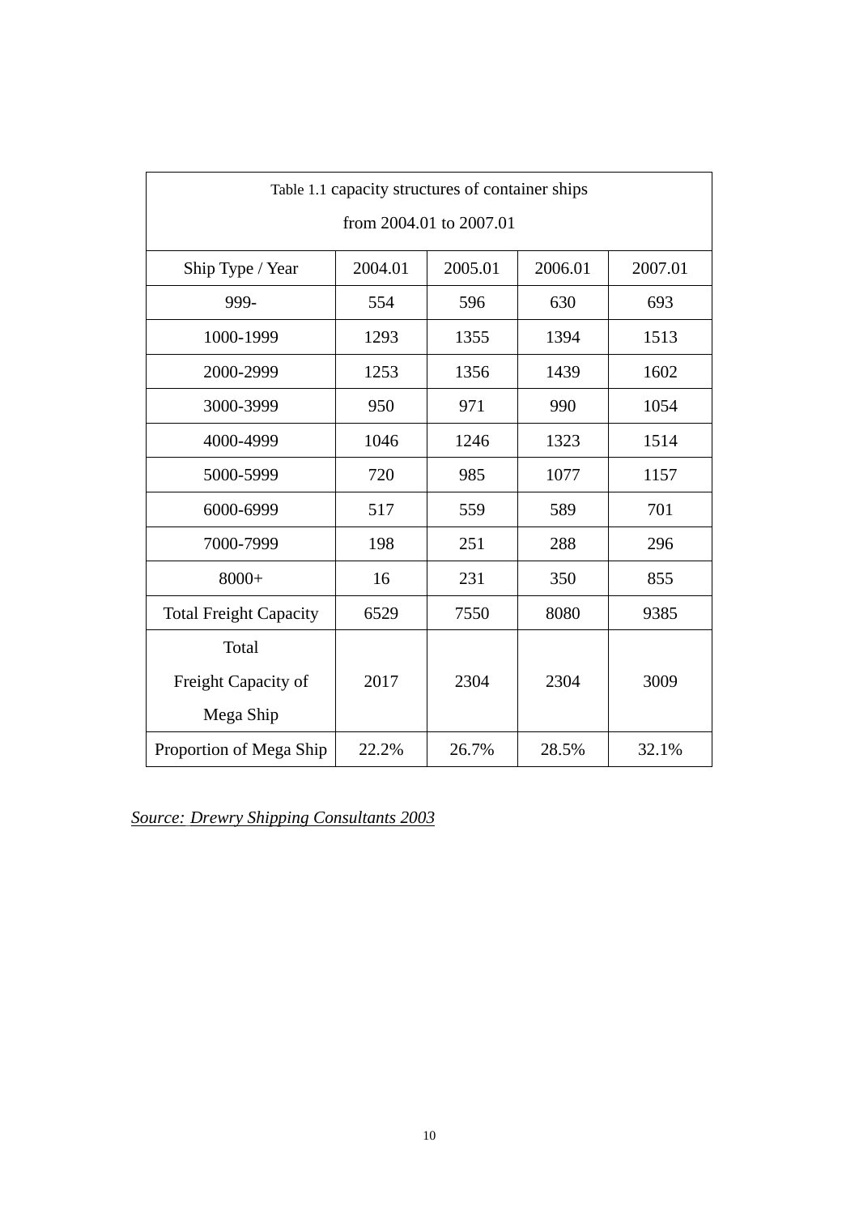Table 1.1 capacity structures of container ships from 2004.01 to 2007.01

| Ship Type / Year | 2004.01 | 2005.01 | 2006.01 | 2007.01 |
|---|---|---|---|---|
| 999- | 554 | 596 | 630 | 693 |
| 1000-1999 | 1293 | 1355 | 1394 | 1513 |
| 2000-2999 | 1253 | 1356 | 1439 | 1602 |
| 3000-3999 | 950 | 971 | 990 | 1054 |
| 4000-4999 | 1046 | 1246 | 1323 | 1514 |
| 5000-5999 | 720 | 985 | 1077 | 1157 |
| 6000-6999 | 517 | 559 | 589 | 701 |
| 7000-7999 | 198 | 251 | 288 | 296 |
| 8000+ | 16 | 231 | 350 | 855 |
| Total Freight Capacity | 6529 | 7550 | 8080 | 9385 |
| Total Freight Capacity of Mega Ship | 2017 | 2304 | 2304 | 3009 |
| Proportion of Mega Ship | 22.2% | 26.7% | 28.5% | 32.1% |

*Source: Drewry Shipping Consultants 2003*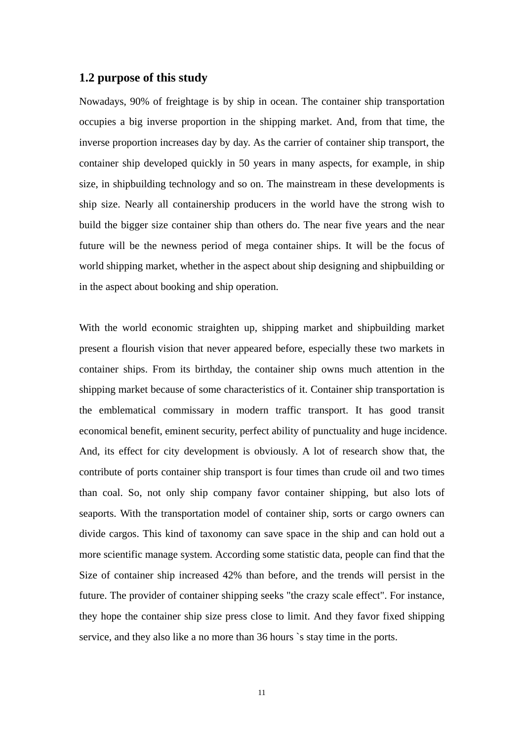## 1.2 purpose of this study

Nowadays, 90% of freightage is by ship in ocean. The container ship transportation occupies a big inverse proportion in the shipping market. And, from that time, the inverse proportion increases day by day. As the carrier of container ship transport, the container ship developed quickly in 50 years in many aspects, for example, in ship size, in shipbuilding technology and so on. The mainstream in these developments is ship size. Nearly all containership producers in the world have the strong wish to build the bigger size container ship than others do. The near five years and the near future will be the newness period of mega container ships. It will be the focus of world shipping market, whether in the aspect about ship designing and shipbuilding or in the aspect about booking and ship operation.

With the world economic straighten up, shipping market and shipbuilding market present a flourish vision that never appeared before, especially these two markets in container ships. From its birthday, the container ship owns much attention in the shipping market because of some characteristics of it. Container ship transportation is the emblematical commissary in modern traffic transport. It has good transit economical benefit, eminent security, perfect ability of punctuality and huge incidence. And, its effect for city development is obviously. A lot of research show that, the contribute of ports container ship transport is four times than crude oil and two times than coal. So, not only ship company favor container shipping, but also lots of seaports. With the transportation model of container ship, sorts or cargo owners can divide cargos. This kind of taxonomy can save space in the ship and can hold out a more scientific manage system. According some statistic data, people can find that the Size of container ship increased 42% than before, and the trends will persist in the future. The provider of container shipping seeks "the crazy scale effect". For instance, they hope the container ship size press close to limit. And they favor fixed shipping service, and they also like a no more than 36 hours `s stay time in the ports.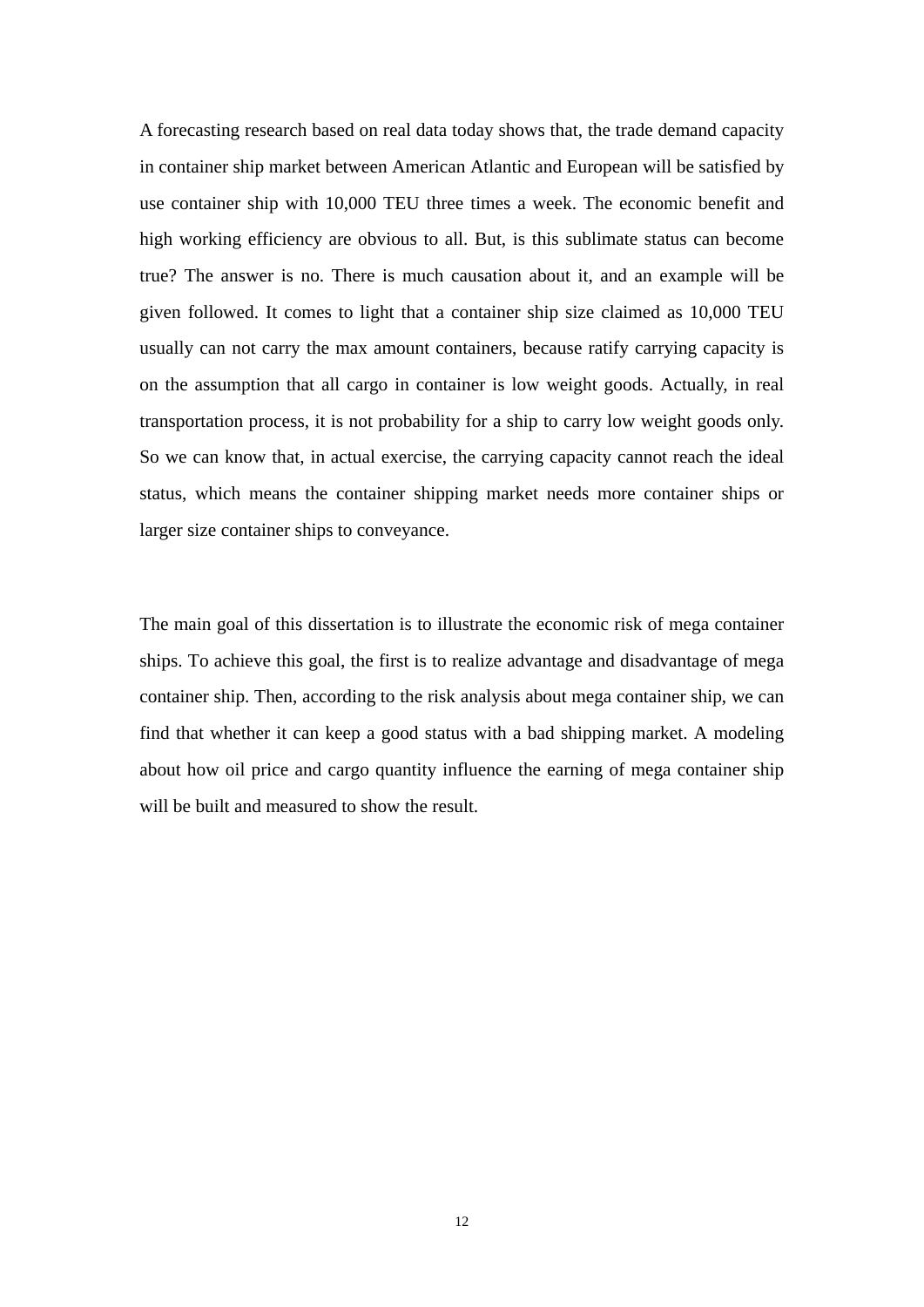A forecasting research based on real data today shows that, the trade demand capacity in container ship market between American Atlantic and European will be satisfied by use container ship with 10,000 TEU three times a week. The economic benefit and high working efficiency are obvious to all. But, is this sublimate status can become true? The answer is no. There is much causation about it, and an example will be given followed. It comes to light that a container ship size claimed as 10,000 TEU usually can not carry the max amount containers, because ratify carrying capacity is on the assumption that all cargo in container is low weight goods. Actually, in real transportation process, it is not probability for a ship to carry low weight goods only. So we can know that, in actual exercise, the carrying capacity cannot reach the ideal status, which means the container shipping market needs more container ships or larger size container ships to conveyance.

The main goal of this dissertation is to illustrate the economic risk of mega container ships. To achieve this goal, the first is to realize advantage and disadvantage of mega container ship. Then, according to the risk analysis about mega container ship, we can find that whether it can keep a good status with a bad shipping market. A modeling about how oil price and cargo quantity influence the earning of mega container ship will be built and measured to show the result.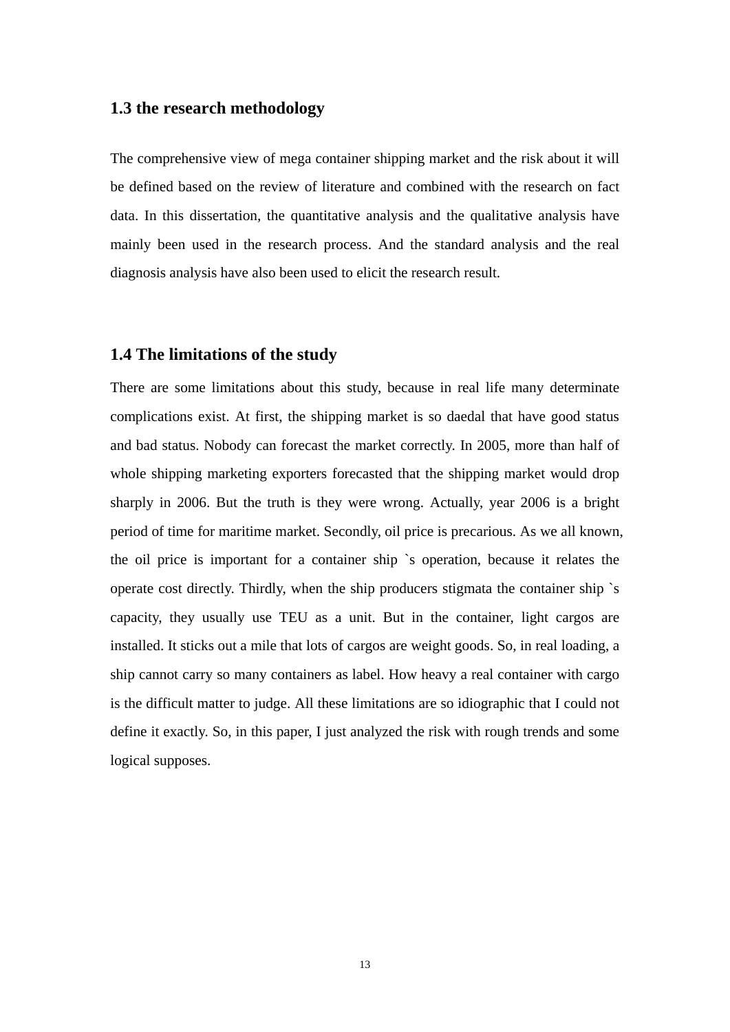## 1.3 the research methodology

The comprehensive view of mega container shipping market and the risk about it will be defined based on the review of literature and combined with the research on fact data. In this dissertation, the quantitative analysis and the qualitative analysis have mainly been used in the research process. And the standard analysis and the real diagnosis analysis have also been used to elicit the research result.

## 1.4 The limitations of the study

There are some limitations about this study, because in real life many determinate complications exist. At first, the shipping market is so daedal that have good status and bad status. Nobody can forecast the market correctly. In 2005, more than half of whole shipping marketing exporters forecasted that the shipping market would drop sharply in 2006. But the truth is they were wrong. Actually, year 2006 is a bright period of time for maritime market. Secondly, oil price is precarious. As we all known, the oil price is important for a container ship `s operation, because it relates the operate cost directly. Thirdly, when the ship producers stigmata the container ship `s capacity, they usually use TEU as a unit. But in the container, light cargos are installed. It sticks out a mile that lots of cargos are weight goods. So, in real loading, a ship cannot carry so many containers as label. How heavy a real container with cargo is the difficult matter to judge. All these limitations are so idiographic that I could not define it exactly. So, in this paper, I just analyzed the risk with rough trends and some logical supposes.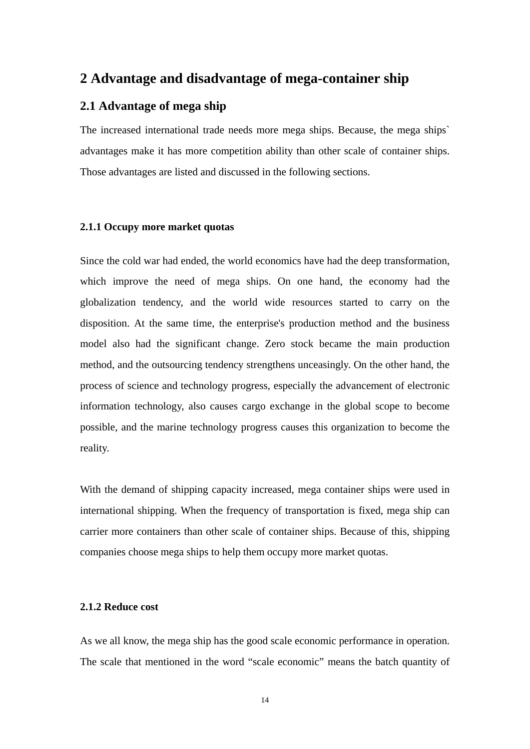# 2 Advantage and disadvantage of mega-container ship

## 2.1 Advantage of mega ship

The increased international trade needs more mega ships. Because, the mega ships` advantages make it has more competition ability than other scale of container ships. Those advantages are listed and discussed in the following sections.

### 2.1.1 Occupy more market quotas

Since the cold war had ended, the world economics have had the deep transformation, which improve the need of mega ships. On one hand, the economy had the globalization tendency, and the world wide resources started to carry on the disposition. At the same time, the enterprise's production method and the business model also had the significant change. Zero stock became the main production method, and the outsourcing tendency strengthens unceasingly. On the other hand, the process of science and technology progress, especially the advancement of electronic information technology, also causes cargo exchange in the global scope to become possible, and the marine technology progress causes this organization to become the reality.

With the demand of shipping capacity increased, mega container ships were used in international shipping. When the frequency of transportation is fixed, mega ship can carrier more containers than other scale of container ships. Because of this, shipping companies choose mega ships to help them occupy more market quotas.

### 2.1.2 Reduce cost

As we all know, the mega ship has the good scale economic performance in operation. The scale that mentioned in the word “scale economic” means the batch quantity of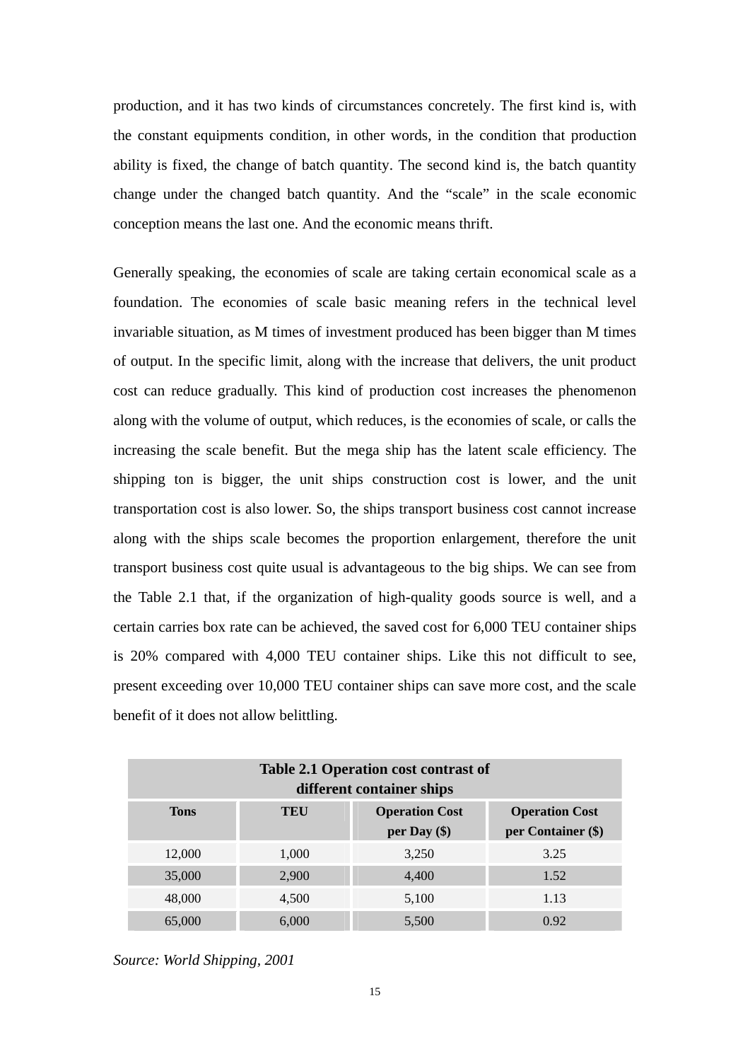production, and it has two kinds of circumstances concretely. The first kind is, with the constant equipments condition, in other words, in the condition that production ability is fixed, the change of batch quantity. The second kind is, the batch quantity change under the changed batch quantity. And the "scale" in the scale economic conception means the last one. And the economic means thrift.

Generally speaking, the economies of scale are taking certain economical scale as a foundation. The economies of scale basic meaning refers in the technical level invariable situation, as M times of investment produced has been bigger than M times of output. In the specific limit, along with the increase that delivers, the unit product cost can reduce gradually. This kind of production cost increases the phenomenon along with the volume of output, which reduces, is the economies of scale, or calls the increasing the scale benefit. But the mega ship has the latent scale efficiency. The shipping ton is bigger, the unit ships construction cost is lower, and the unit transportation cost is also lower. So, the ships transport business cost cannot increase along with the ships scale becomes the proportion enlargement, therefore the unit transport business cost quite usual is advantageous to the big ships. We can see from the Table 2.1 that, if the organization of high-quality goods source is well, and a certain carries box rate can be achieved, the saved cost for 6,000 TEU container ships is 20% compared with 4,000 TEU container ships. Like this not difficult to see, present exceeding over 10,000 TEU container ships can save more cost, and the scale benefit of it does not allow belittling.

**Table 2.1 Operation cost contrast of different container ships**

| Tons | TEU | Operation Cost per Day ($) | Operation Cost per Container ($) |
|---|---|---|---|
| 12,000 | 1,000 | 3,250 | 3.25 |
| 35,000 | 2,900 | 4,400 | 1.52 |
| 48,000 | 4,500 | 5,100 | 1.13 |
| 65,000 | 6,000 | 5,500 | 0.92 |

*Source: World Shipping, 2001*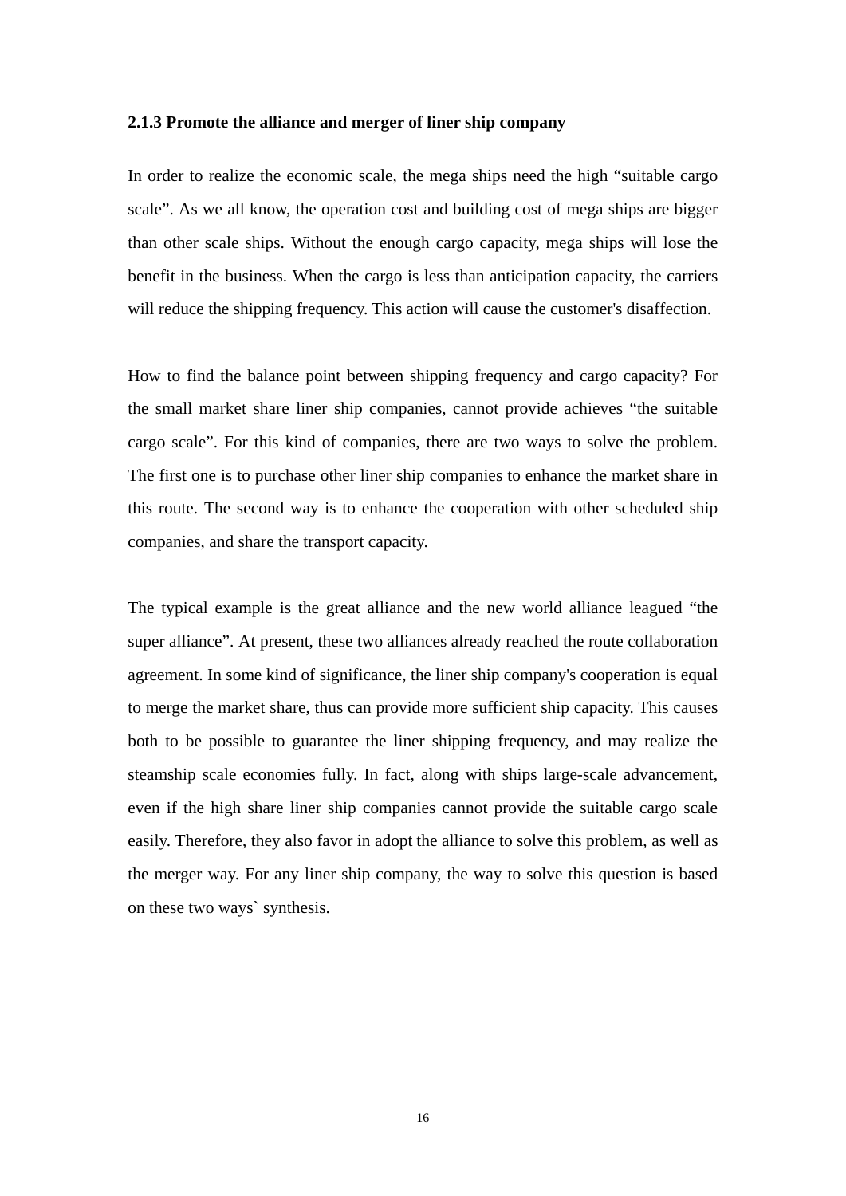### 2.1.3 Promote the alliance and merger of liner ship company

In order to realize the economic scale, the mega ships need the high "suitable cargo scale". As we all know, the operation cost and building cost of mega ships are bigger than other scale ships. Without the enough cargo capacity, mega ships will lose the benefit in the business. When the cargo is less than anticipation capacity, the carriers will reduce the shipping frequency. This action will cause the customer's disaffection.

How to find the balance point between shipping frequency and cargo capacity? For the small market share liner ship companies, cannot provide achieves "the suitable cargo scale". For this kind of companies, there are two ways to solve the problem. The first one is to purchase other liner ship companies to enhance the market share in this route. The second way is to enhance the cooperation with other scheduled ship companies, and share the transport capacity.

The typical example is the great alliance and the new world alliance leagued "the super alliance". At present, these two alliances already reached the route collaboration agreement. In some kind of significance, the liner ship company's cooperation is equal to merge the market share, thus can provide more sufficient ship capacity. This causes both to be possible to guarantee the liner shipping frequency, and may realize the steamship scale economies fully. In fact, along with ships large-scale advancement, even if the high share liner ship companies cannot provide the suitable cargo scale easily. Therefore, they also favor in adopt the alliance to solve this problem, as well as the merger way. For any liner ship company, the way to solve this question is based on these two ways` synthesis.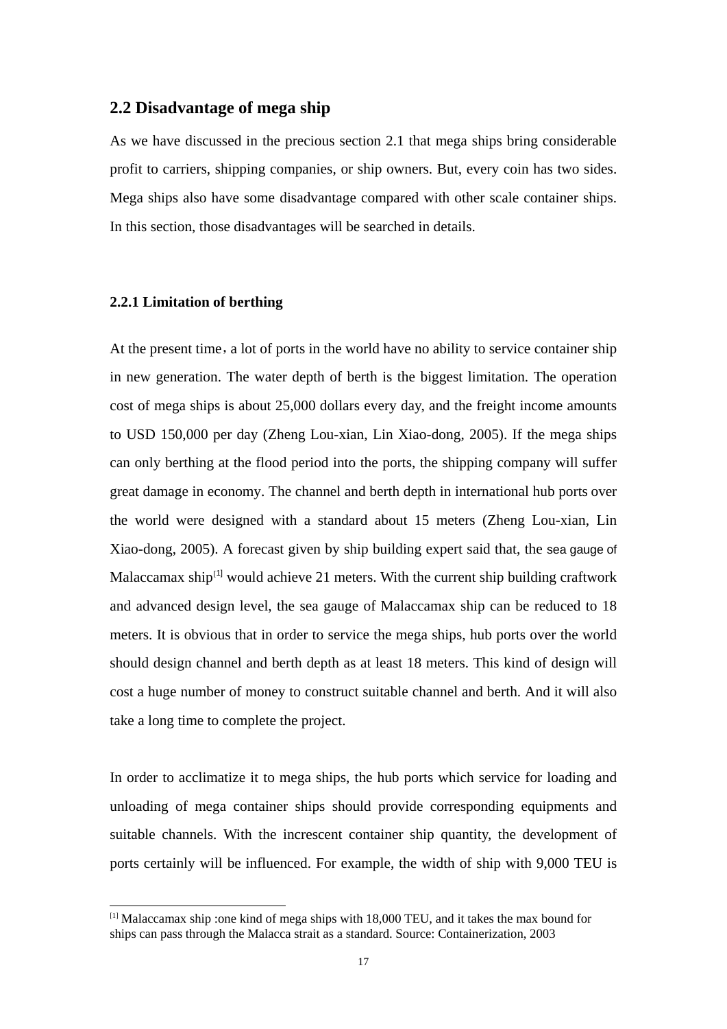## 2.2 Disadvantage of mega ship

As we have discussed in the precious section 2.1 that mega ships bring considerable profit to carriers, shipping companies, or ship owners. But, every coin has two sides. Mega ships also have some disadvantage compared with other scale container ships. In this section, those disadvantages will be searched in details.

### 2.2.1 Limitation of berthing

At the present time，a lot of ports in the world have no ability to service container ship in new generation. The water depth of berth is the biggest limitation. The operation cost of mega ships is about 25,000 dollars every day, and the freight income amounts to USD 150,000 per day (Zheng Lou-xian, Lin Xiao-dong, 2005). If the mega ships can only berthing at the flood period into the ports, the shipping company will suffer great damage in economy. The channel and berth depth in international hub ports over the world were designed with a standard about 15 meters (Zheng Lou-xian, Lin Xiao-dong, 2005). A forecast given by ship building expert said that, the sea gauge of Malaccamax ship[1] would achieve 21 meters. With the current ship building craftwork and advanced design level, the sea gauge of Malaccamax ship can be reduced to 18 meters. It is obvious that in order to service the mega ships, hub ports over the world should design channel and berth depth as at least 18 meters. This kind of design will cost a huge number of money to construct suitable channel and berth. And it will also take a long time to complete the project.

In order to acclimatize it to mega ships, the hub ports which service for loading and unloading of mega container ships should provide corresponding equipments and suitable channels. With the increscent container ship quantity, the development of ports certainly will be influenced. For example, the width of ship with 9,000 TEU is

[1] Malaccamax ship :one kind of mega ships with 18,000 TEU, and it takes the max bound for ships can pass through the Malacca strait as a standard. Source: Containerization, 2003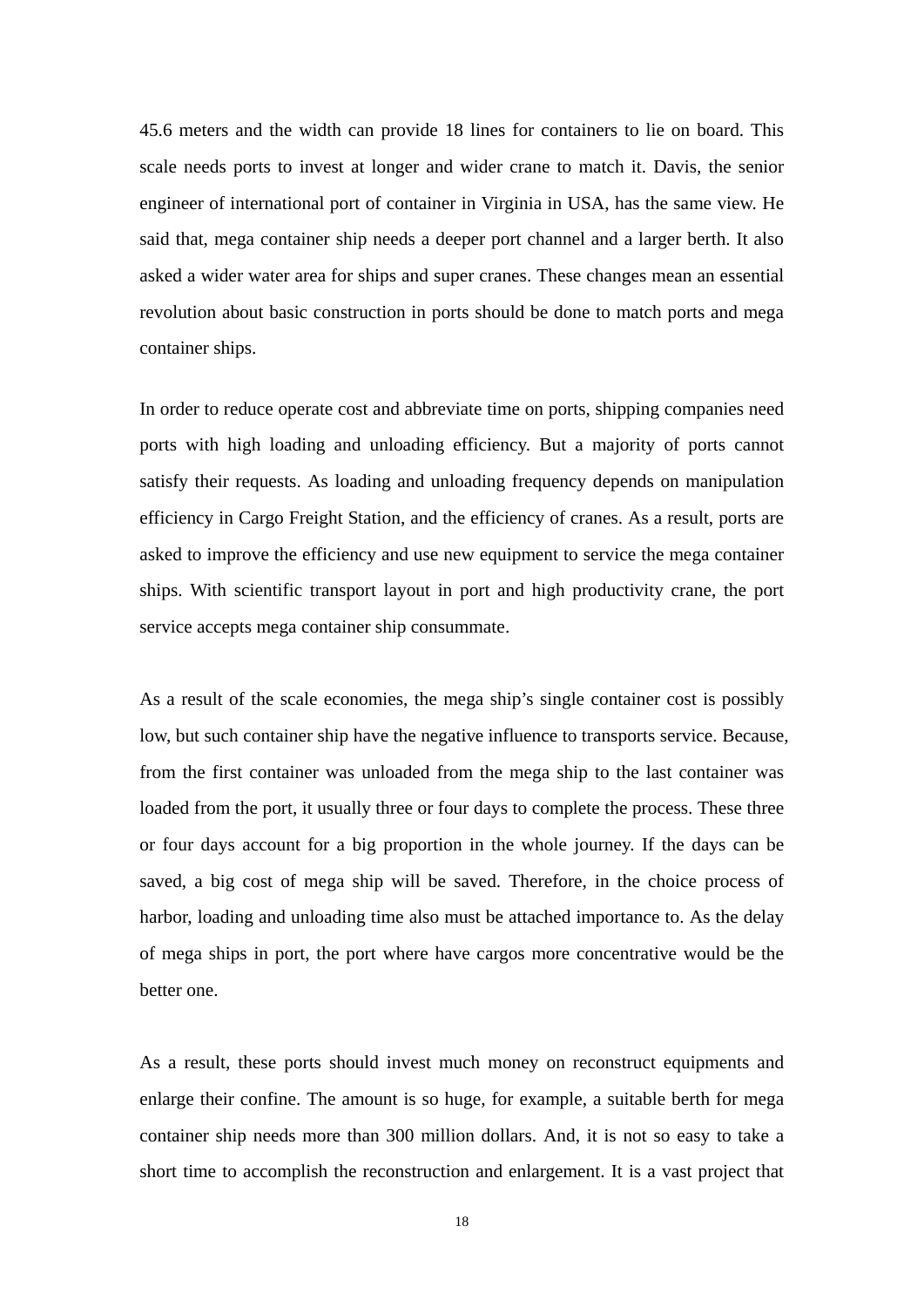45.6 meters and the width can provide 18 lines for containers to lie on board. This scale needs ports to invest at longer and wider crane to match it. Davis, the senior engineer of international port of container in Virginia in USA, has the same view. He said that, mega container ship needs a deeper port channel and a larger berth. It also asked a wider water area for ships and super cranes. These changes mean an essential revolution about basic construction in ports should be done to match ports and mega container ships.

In order to reduce operate cost and abbreviate time on ports, shipping companies need ports with high loading and unloading efficiency. But a majority of ports cannot satisfy their requests. As loading and unloading frequency depends on manipulation efficiency in Cargo Freight Station, and the efficiency of cranes. As a result, ports are asked to improve the efficiency and use new equipment to service the mega container ships. With scientific transport layout in port and high productivity crane, the port service accepts mega container ship consummate.

As a result of the scale economies, the mega ship's single container cost is possibly low, but such container ship have the negative influence to transports service. Because, from the first container was unloaded from the mega ship to the last container was loaded from the port, it usually three or four days to complete the process. These three or four days account for a big proportion in the whole journey. If the days can be saved, a big cost of mega ship will be saved. Therefore, in the choice process of harbor, loading and unloading time also must be attached importance to. As the delay of mega ships in port, the port where have cargos more concentrative would be the better one.

As a result, these ports should invest much money on reconstruct equipments and enlarge their confine. The amount is so huge, for example, a suitable berth for mega container ship needs more than 300 million dollars. And, it is not so easy to take a short time to accomplish the reconstruction and enlargement. It is a vast project that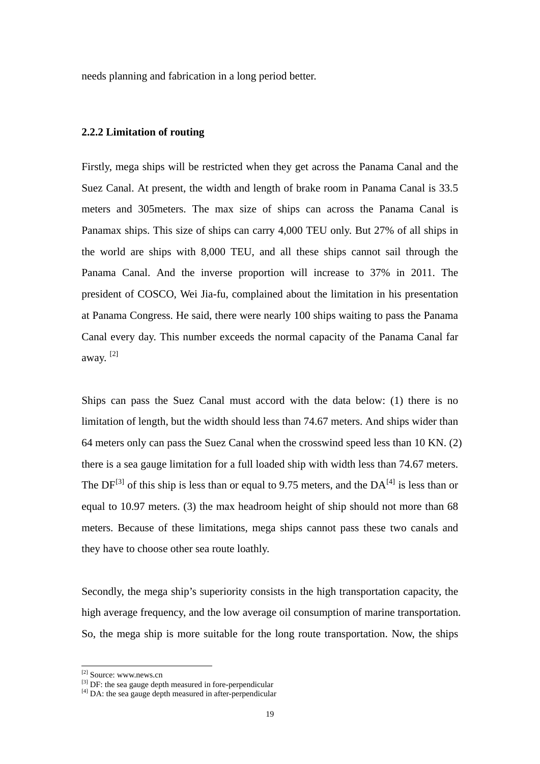needs planning and fabrication in a long period better.

### 2.2.2 Limitation of routing

Firstly, mega ships will be restricted when they get across the Panama Canal and the Suez Canal. At present, the width and length of brake room in Panama Canal is 33.5 meters and 305meters. The max size of ships can across the Panama Canal is Panamax ships. This size of ships can carry 4,000 TEU only. But 27% of all ships in the world are ships with 8,000 TEU, and all these ships cannot sail through the Panama Canal. And the inverse proportion will increase to 37% in 2011. The president of COSCO, Wei Jia-fu, complained about the limitation in his presentation at Panama Congress. He said, there were nearly 100 ships waiting to pass the Panama Canal every day. This number exceeds the normal capacity of the Panama Canal far away. [2]

Ships can pass the Suez Canal must accord with the data below: (1) there is no limitation of length, but the width should less than 74.67 meters. And ships wider than 64 meters only can pass the Suez Canal when the crosswind speed less than 10 KN. (2) there is a sea gauge limitation for a full loaded ship with width less than 74.67 meters. The DF[3] of this ship is less than or equal to 9.75 meters, and the DA[4] is less than or equal to 10.97 meters. (3) the max headroom height of ship should not more than 68 meters. Because of these limitations, mega ships cannot pass these two canals and they have to choose other sea route loathly.

Secondly, the mega ship's superiority consists in the high transportation capacity, the high average frequency, and the low average oil consumption of marine transportation. So, the mega ship is more suitable for the long route transportation. Now, the ships

[2] Source: www.news.cn

[3] DF: the sea gauge depth measured in fore-perpendicular

[4] DA: the sea gauge depth measured in after-perpendicular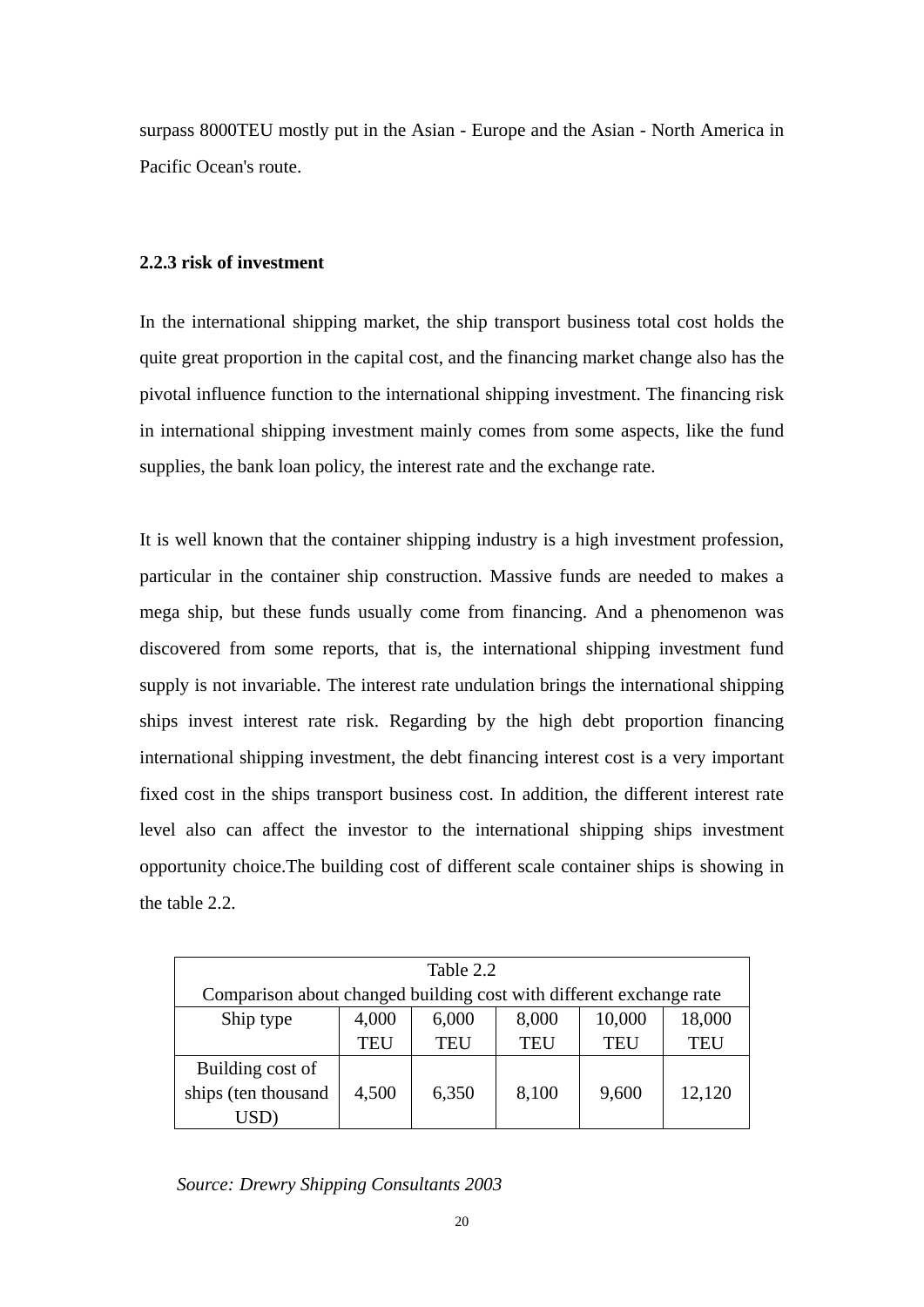surpass 8000TEU mostly put in the Asian - Europe and the Asian - North America in Pacific Ocean's route.

### 2.2.3 risk of investment

In the international shipping market, the ship transport business total cost holds the quite great proportion in the capital cost, and the financing market change also has the pivotal influence function to the international shipping investment. The financing risk in international shipping investment mainly comes from some aspects, like the fund supplies, the bank loan policy, the interest rate and the exchange rate.

It is well known that the container shipping industry is a high investment profession, particular in the container ship construction. Massive funds are needed to makes a mega ship, but these funds usually come from financing. And a phenomenon was discovered from some reports, that is, the international shipping investment fund supply is not invariable. The interest rate undulation brings the international shipping ships invest interest rate risk. Regarding by the high debt proportion financing international shipping investment, the debt financing interest cost is a very important fixed cost in the ships transport business cost. In addition, the different interest rate level also can affect the investor to the international shipping ships investment opportunity choice.The building cost of different scale container ships is showing in the table 2.2.

Table 2.2

Comparison about changed building cost with different exchange rate

| Ship type | 4,000 TEU | 6,000 TEU | 8,000 TEU | 10,000 TEU | 18,000 TEU |
|---|---|---|---|---|---|
| Building cost of ships (ten thousand USD) | 4,500 | 6,350 | 8,100 | 9,600 | 12,120 |

*Source: Drewry Shipping Consultants 2003*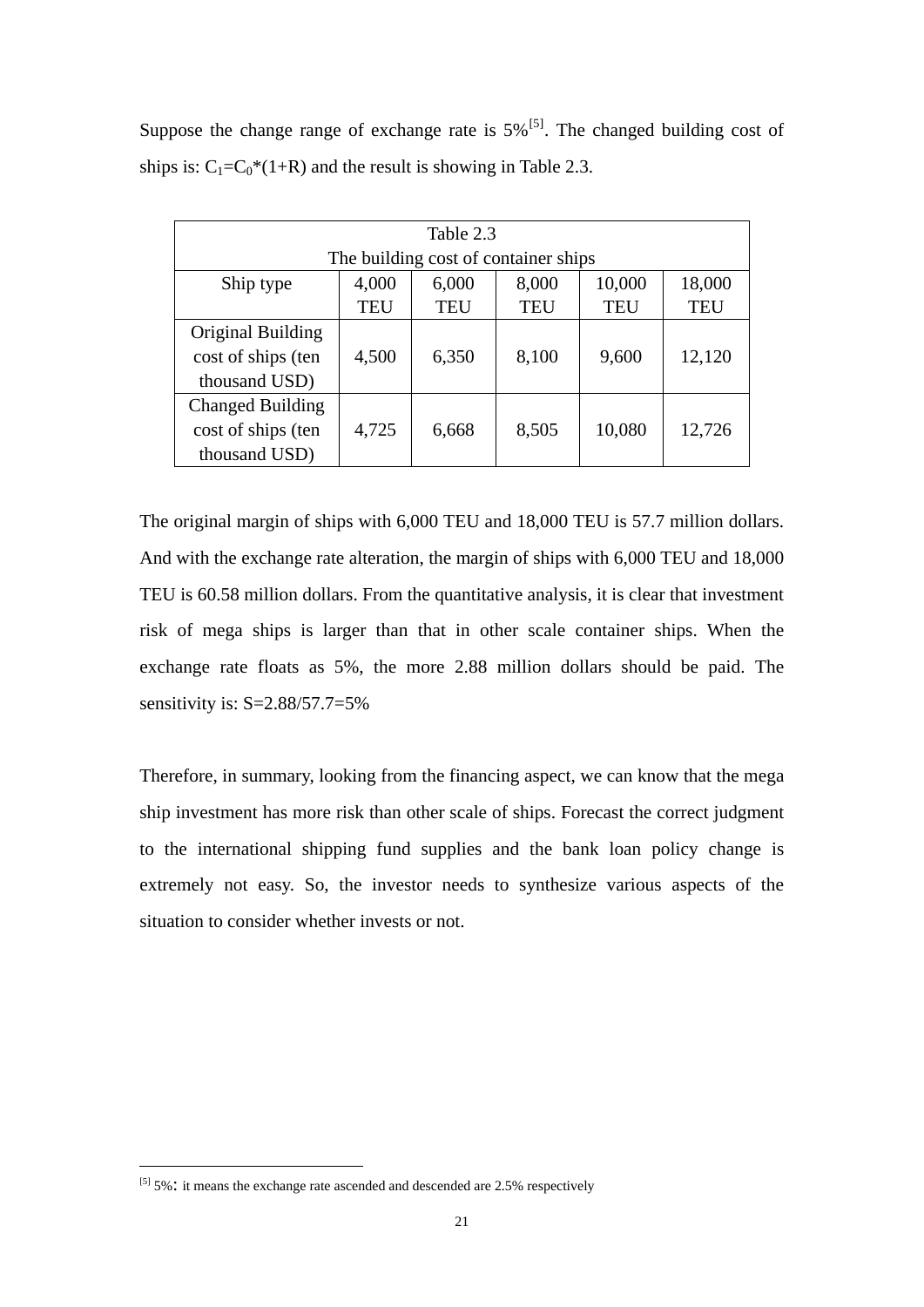Suppose the change range of exchange rate is 5%[5]. The changed building cost of ships is: $C_1=C_0*(1+R)$ and the result is showing in Table 2.3.

Table 2.3
The building cost of container ships

| Ship type | 4,000 TEU | 6,000 TEU | 8,000 TEU | 10,000 TEU | 18,000 TEU |
|---|---|---|---|---|---|
| Original Building cost of ships (ten thousand USD) | 4,500 | 6,350 | 8,100 | 9,600 | 12,120 |
| Changed Building cost of ships (ten thousand USD) | 4,725 | 6,668 | 8,505 | 10,080 | 12,726 |

The original margin of ships with 6,000 TEU and 18,000 TEU is 57.7 million dollars. And with the exchange rate alteration, the margin of ships with 6,000 TEU and 18,000 TEU is 60.58 million dollars. From the quantitative analysis, it is clear that investment risk of mega ships is larger than that in other scale container ships. When the exchange rate floats as 5%, the more 2.88 million dollars should be paid. The sensitivity is: S=2.88/57.7=5%

Therefore, in summary, looking from the financing aspect, we can know that the mega ship investment has more risk than other scale of ships. Forecast the correct judgment to the international shipping fund supplies and the bank loan policy change is extremely not easy. So, the investor needs to synthesize various aspects of the situation to consider whether invests or not.

---

[5] 5%: it means the exchange rate ascended and descended are 2.5% respectively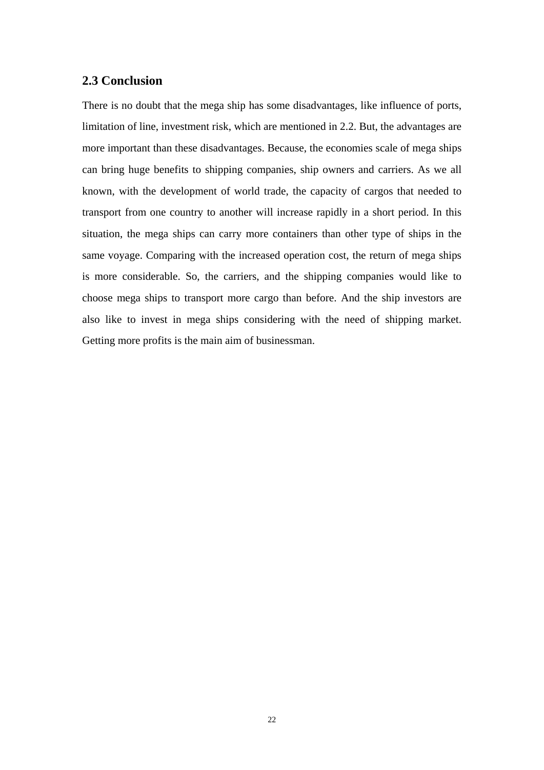## 2.3 Conclusion

There is no doubt that the mega ship has some disadvantages, like influence of ports, limitation of line, investment risk, which are mentioned in 2.2. But, the advantages are more important than these disadvantages. Because, the economies scale of mega ships can bring huge benefits to shipping companies, ship owners and carriers. As we all known, with the development of world trade, the capacity of cargos that needed to transport from one country to another will increase rapidly in a short period. In this situation, the mega ships can carry more containers than other type of ships in the same voyage. Comparing with the increased operation cost, the return of mega ships is more considerable. So, the carriers, and the shipping companies would like to choose mega ships to transport more cargo than before. And the ship investors are also like to invest in mega ships considering with the need of shipping market. Getting more profits is the main aim of businessman.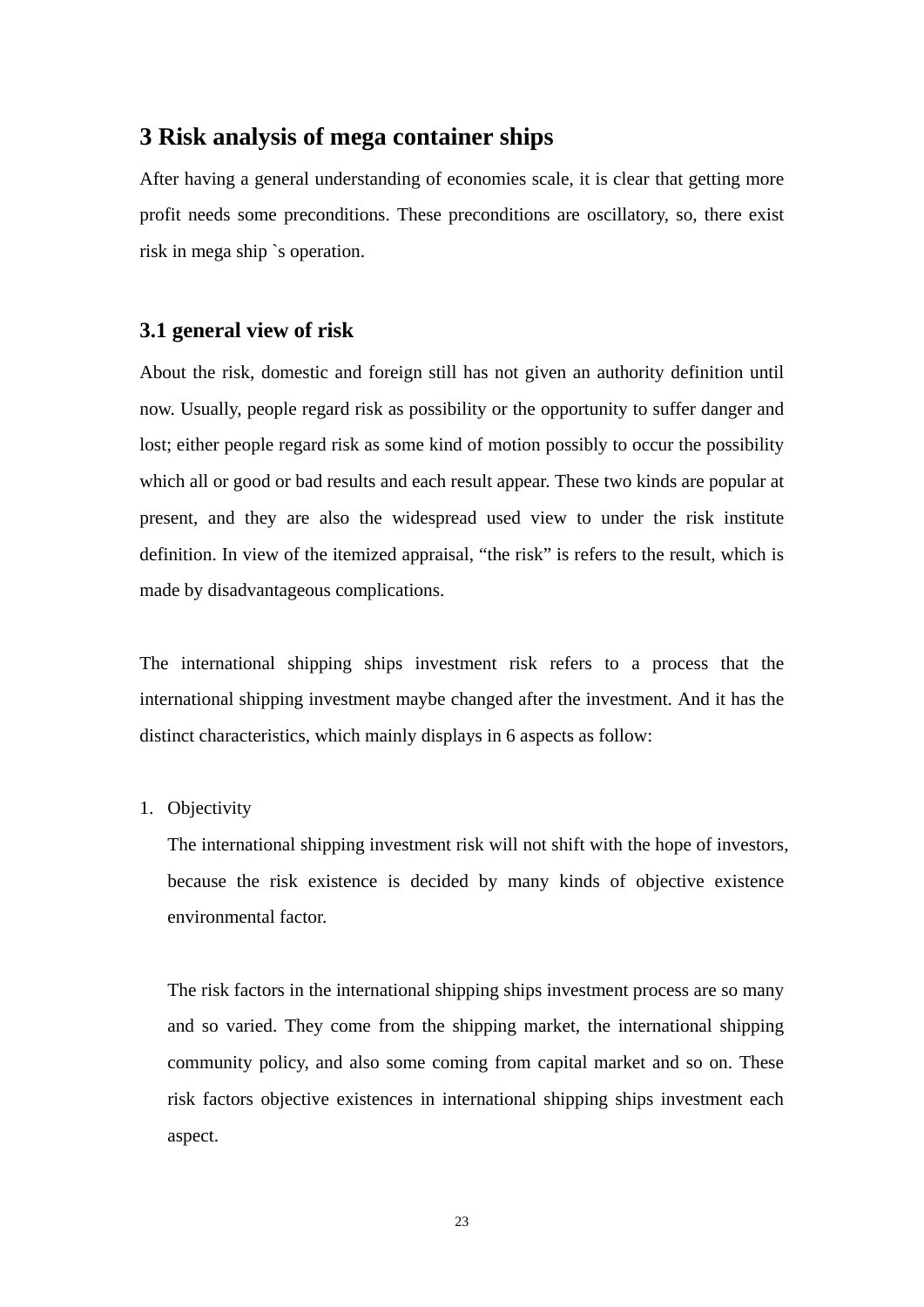# 3 Risk analysis of mega container ships

After having a general understanding of economies scale, it is clear that getting more profit needs some preconditions. These preconditions are oscillatory, so, there exist risk in mega ship `s operation.

## 3.1 general view of risk

About the risk, domestic and foreign still has not given an authority definition until now. Usually, people regard risk as possibility or the opportunity to suffer danger and lost; either people regard risk as some kind of motion possibly to occur the possibility which all or good or bad results and each result appear. These two kinds are popular at present, and they are also the widespread used view to under the risk institute definition. In view of the itemized appraisal, “the risk” is refers to the result, which is made by disadvantageous complications.

The international shipping ships investment risk refers to a process that the international shipping investment maybe changed after the investment. And it has the distinct characteristics, which mainly displays in 6 aspects as follow:

1. Objectivity

   The international shipping investment risk will not shift with the hope of investors, because the risk existence is decided by many kinds of objective existence environmental factor.

   The risk factors in the international shipping ships investment process are so many and so varied. They come from the shipping market, the international shipping community policy, and also some coming from capital market and so on. These risk factors objective existences in international shipping ships investment each aspect.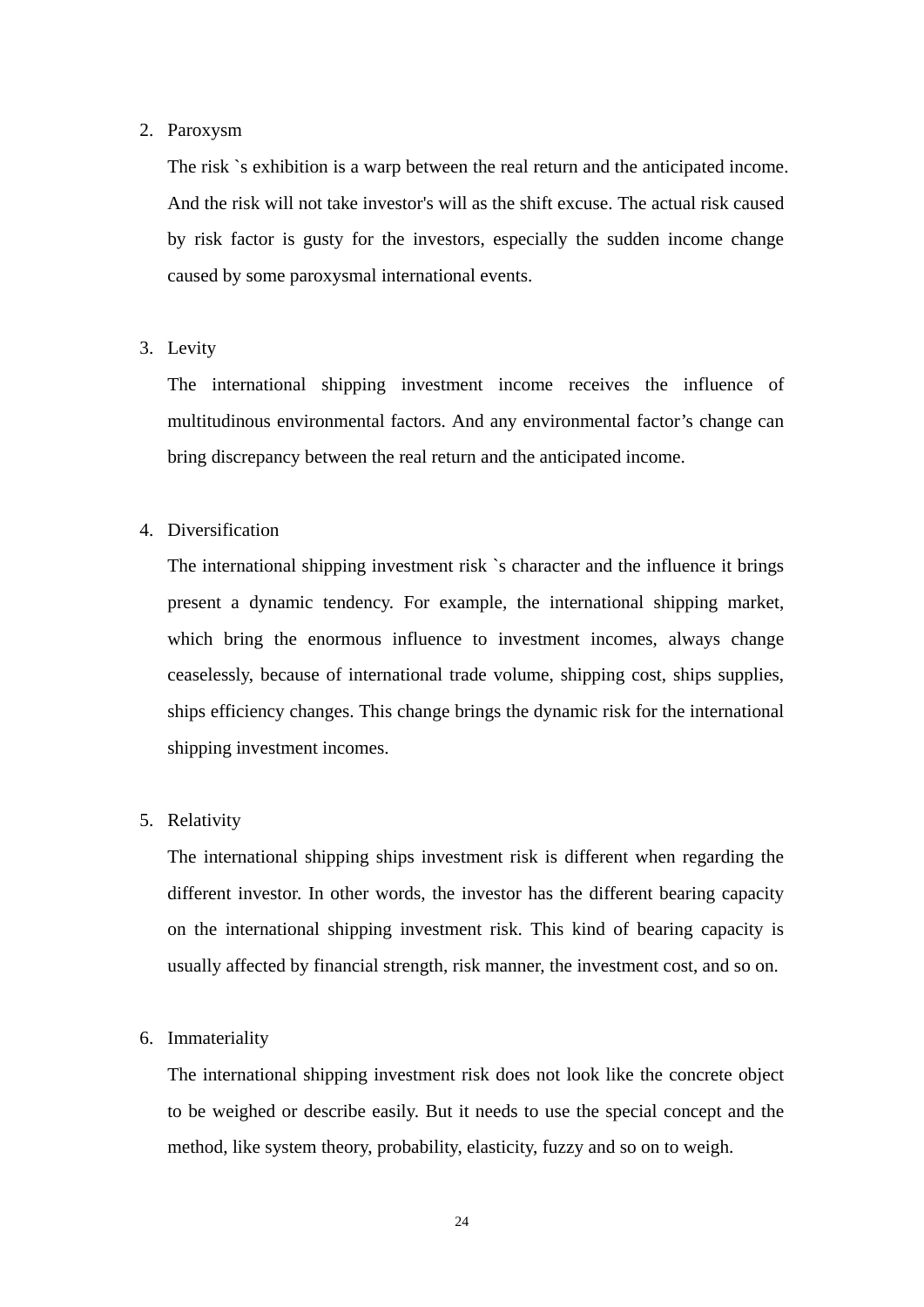2. Paroxysm

   The risk `s exhibition is a warp between the real return and the anticipated income. And the risk will not take investor's will as the shift excuse. The actual risk caused by risk factor is gusty for the investors, especially the sudden income change caused by some paroxysmal international events.

3. Levity

   The international shipping investment income receives the influence of multitudinous environmental factors. And any environmental factor's change can bring discrepancy between the real return and the anticipated income.

4. Diversification

   The international shipping investment risk `s character and the influence it brings present a dynamic tendency. For example, the international shipping market, which bring the enormous influence to investment incomes, always change ceaselessly, because of international trade volume, shipping cost, ships supplies, ships efficiency changes. This change brings the dynamic risk for the international shipping investment incomes.

5. Relativity

   The international shipping ships investment risk is different when regarding the different investor. In other words, the investor has the different bearing capacity on the international shipping investment risk. This kind of bearing capacity is usually affected by financial strength, risk manner, the investment cost, and so on.

6. Immateriality

   The international shipping investment risk does not look like the concrete object to be weighed or describe easily. But it needs to use the special concept and the method, like system theory, probability, elasticity, fuzzy and so on to weigh.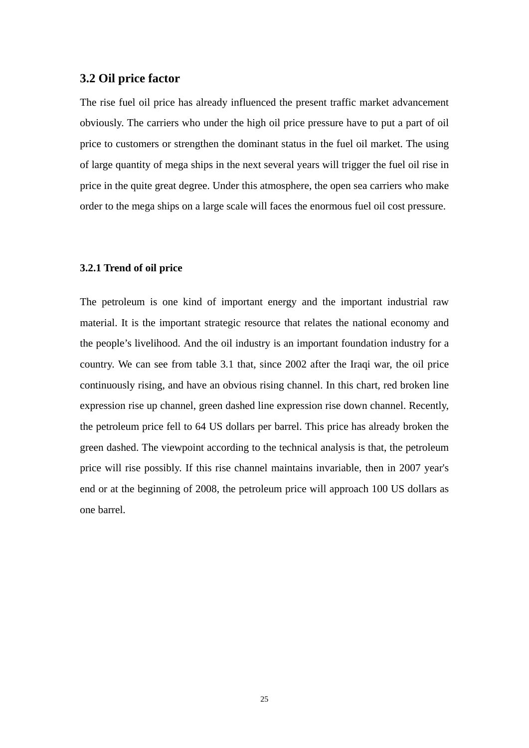## 3.2 Oil price factor

The rise fuel oil price has already influenced the present traffic market advancement obviously. The carriers who under the high oil price pressure have to put a part of oil price to customers or strengthen the dominant status in the fuel oil market. The using of large quantity of mega ships in the next several years will trigger the fuel oil rise in price in the quite great degree. Under this atmosphere, the open sea carriers who make order to the mega ships on a large scale will faces the enormous fuel oil cost pressure.

### 3.2.1 Trend of oil price

The petroleum is one kind of important energy and the important industrial raw material. It is the important strategic resource that relates the national economy and the people's livelihood. And the oil industry is an important foundation industry for a country. We can see from table 3.1 that, since 2002 after the Iraqi war, the oil price continuously rising, and have an obvious rising channel. In this chart, red broken line expression rise up channel, green dashed line expression rise down channel. Recently, the petroleum price fell to 64 US dollars per barrel. This price has already broken the green dashed. The viewpoint according to the technical analysis is that, the petroleum price will rise possibly. If this rise channel maintains invariable, then in 2007 year's end or at the beginning of 2008, the petroleum price will approach 100 US dollars as one barrel.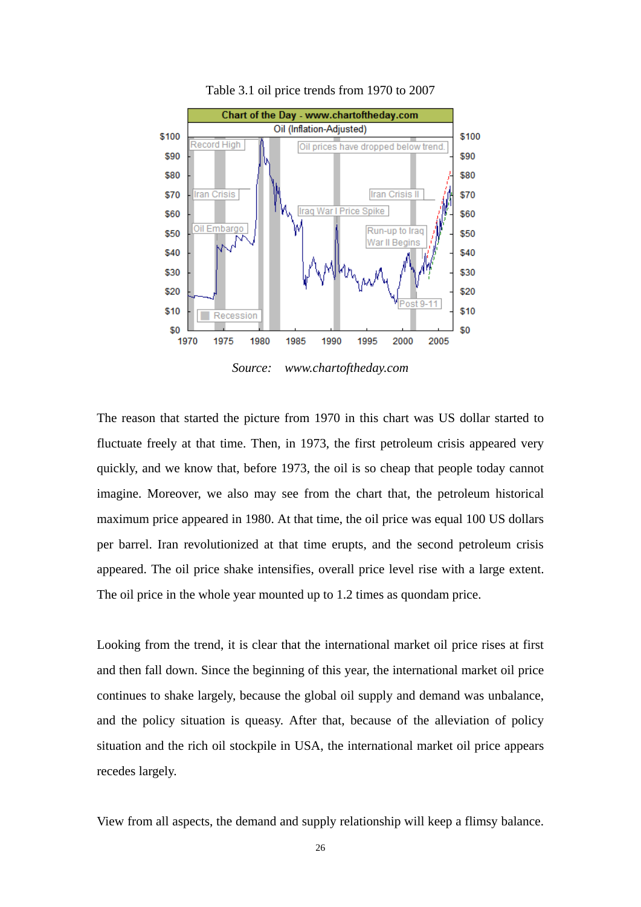Table 3.1 oil price trends from 1970 to 2007

*Source: www.chartoftheday.com*

The reason that started the picture from 1970 in this chart was US dollar started to fluctuate freely at that time. Then, in 1973, the first petroleum crisis appeared very quickly, and we know that, before 1973, the oil is so cheap that people today cannot imagine. Moreover, we also may see from the chart that, the petroleum historical maximum price appeared in 1980. At that time, the oil price was equal 100 US dollars per barrel. Iran revolutionized at that time erupts, and the second petroleum crisis appeared. The oil price shake intensifies, overall price level rise with a large extent. The oil price in the whole year mounted up to 1.2 times as quondam price.

Looking from the trend, it is clear that the international market oil price rises at first and then fall down. Since the beginning of this year, the international market oil price continues to shake largely, because the global oil supply and demand was unbalance, and the policy situation is queasy. After that, because of the alleviation of policy situation and the rich oil stockpile in USA, the international market oil price appears recedes largely.

View from all aspects, the demand and supply relationship will keep a flimsy balance.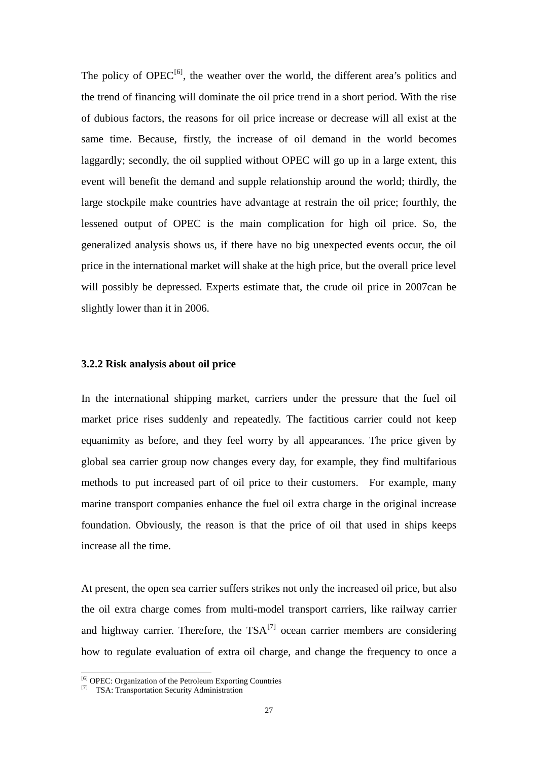The policy of OPEC[6], the weather over the world, the different area's politics and the trend of financing will dominate the oil price trend in a short period. With the rise of dubious factors, the reasons for oil price increase or decrease will all exist at the same time. Because, firstly, the increase of oil demand in the world becomes laggardly; secondly, the oil supplied without OPEC will go up in a large extent, this event will benefit the demand and supple relationship around the world; thirdly, the large stockpile make countries have advantage at restrain the oil price; fourthly, the lessened output of OPEC is the main complication for high oil price. So, the generalized analysis shows us, if there have no big unexpected events occur, the oil price in the international market will shake at the high price, but the overall price level will possibly be depressed. Experts estimate that, the crude oil price in 2007can be slightly lower than it in 2006.

### 3.2.2 Risk analysis about oil price

In the international shipping market, carriers under the pressure that the fuel oil market price rises suddenly and repeatedly. The factitious carrier could not keep equanimity as before, and they feel worry by all appearances. The price given by global sea carrier group now changes every day, for example, they find multifarious methods to put increased part of oil price to their customers. For example, many marine transport companies enhance the fuel oil extra charge in the original increase foundation. Obviously, the reason is that the price of oil that used in ships keeps increase all the time.

At present, the open sea carrier suffers strikes not only the increased oil price, but also the oil extra charge comes from multi-model transport carriers, like railway carrier and highway carrier. Therefore, the TSA[7] ocean carrier members are considering how to regulate evaluation of extra oil charge, and change the frequency to once a

[6] OPEC: Organization of the Petroleum Exporting Countries

[7] TSA: Transportation Security Administration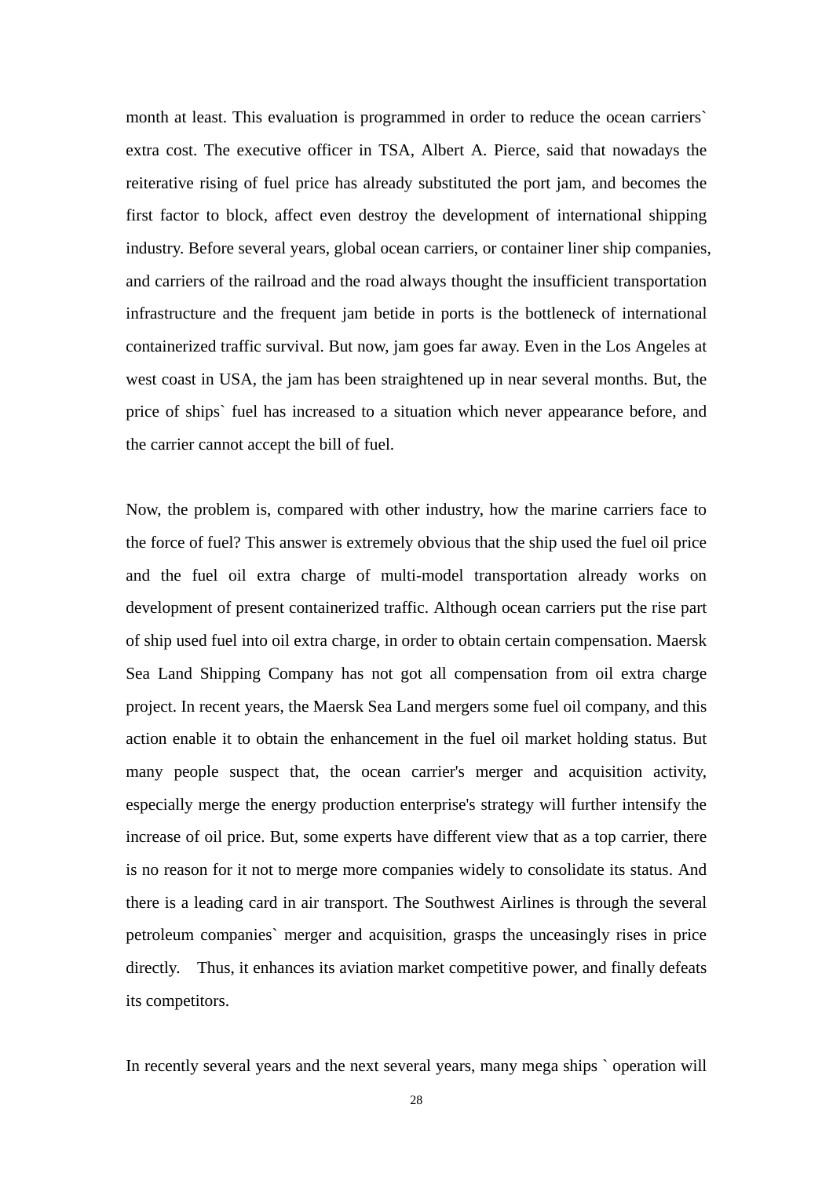month at least. This evaluation is programmed in order to reduce the ocean carriers` extra cost. The executive officer in TSA, Albert A. Pierce, said that nowadays the reiterative rising of fuel price has already substituted the port jam, and becomes the first factor to block, affect even destroy the development of international shipping industry. Before several years, global ocean carriers, or container liner ship companies, and carriers of the railroad and the road always thought the insufficient transportation infrastructure and the frequent jam betide in ports is the bottleneck of international containerized traffic survival. But now, jam goes far away. Even in the Los Angeles at west coast in USA, the jam has been straightened up in near several months. But, the price of ships` fuel has increased to a situation which never appearance before, and the carrier cannot accept the bill of fuel.

Now, the problem is, compared with other industry, how the marine carriers face to the force of fuel? This answer is extremely obvious that the ship used the fuel oil price and the fuel oil extra charge of multi-model transportation already works on development of present containerized traffic. Although ocean carriers put the rise part of ship used fuel into oil extra charge, in order to obtain certain compensation. Maersk Sea Land Shipping Company has not got all compensation from oil extra charge project. In recent years, the Maersk Sea Land mergers some fuel oil company, and this action enable it to obtain the enhancement in the fuel oil market holding status. But many people suspect that, the ocean carrier's merger and acquisition activity, especially merge the energy production enterprise's strategy will further intensify the increase of oil price. But, some experts have different view that as a top carrier, there is no reason for it not to merge more companies widely to consolidate its status. And there is a leading card in air transport. The Southwest Airlines is through the several petroleum companies` merger and acquisition, grasps the unceasingly rises in price directly. Thus, it enhances its aviation market competitive power, and finally defeats its competitors.

In recently several years and the next several years, many mega ships ` operation will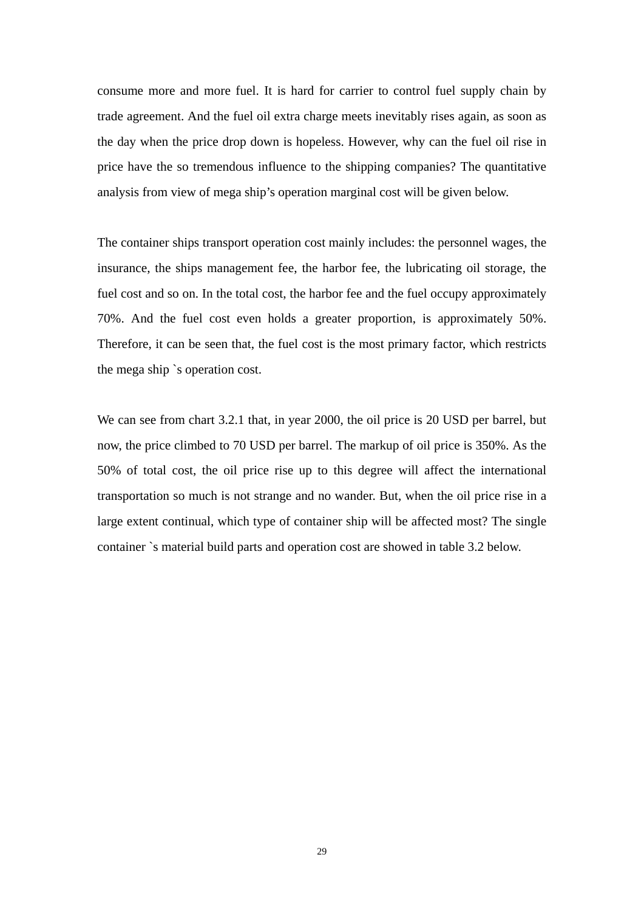consume more and more fuel. It is hard for carrier to control fuel supply chain by trade agreement. And the fuel oil extra charge meets inevitably rises again, as soon as the day when the price drop down is hopeless. However, why can the fuel oil rise in price have the so tremendous influence to the shipping companies? The quantitative analysis from view of mega ship's operation marginal cost will be given below.

The container ships transport operation cost mainly includes: the personnel wages, the insurance, the ships management fee, the harbor fee, the lubricating oil storage, the fuel cost and so on. In the total cost, the harbor fee and the fuel occupy approximately 70%. And the fuel cost even holds a greater proportion, is approximately 50%. Therefore, it can be seen that, the fuel cost is the most primary factor, which restricts the mega ship `s operation cost.

We can see from chart 3.2.1 that, in year 2000, the oil price is 20 USD per barrel, but now, the price climbed to 70 USD per barrel. The markup of oil price is 350%. As the 50% of total cost, the oil price rise up to this degree will affect the international transportation so much is not strange and no wander. But, when the oil price rise in a large extent continual, which type of container ship will be affected most? The single container `s material build parts and operation cost are showed in table 3.2 below.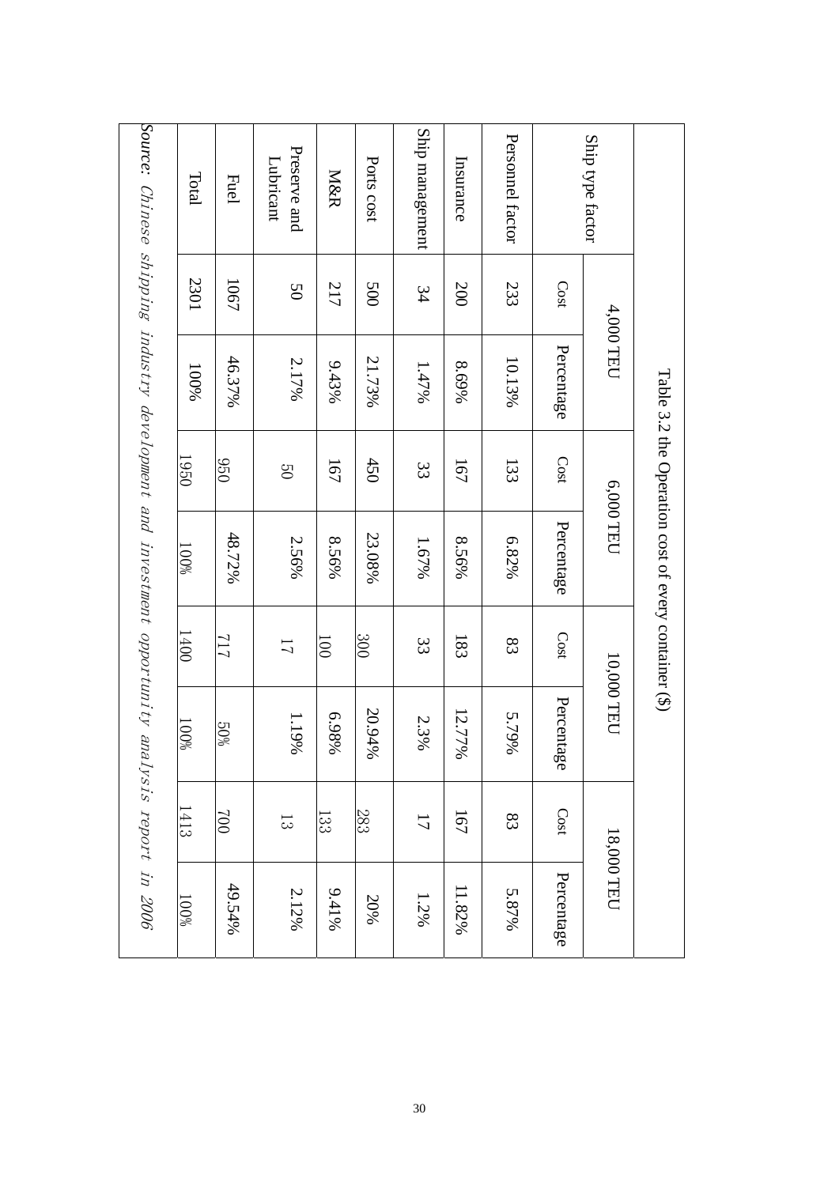Table 3.2 the Operation cost of every container ($)

| Ship type factor | 4,000 TEU | | 6,000 TEU | | 10,000 TEU | | 18,000 TEU | |
|---|---|---|---|---|---|---|---|---|
| | Cost | Percentage | Cost | Percentage | Cost | Percentage | Cost | Percentage |
| Personnel factor | 233 | 10.13% | 133 | 6.82% | 83 | 5.79% | 83 | 5.87% |
| Insurance | 200 | 8.69% | 167 | 8.56% | 183 | 12.77% | 167 | 11.82% |
| Ship management | 34 | 1.47% | 33 | 1.67% | 33 | 2.3% | 17 | 1.2% |
| Ports cost | 500 | 21.73% | 450 | 23.08% | 300 | 20.94% | 283 | 20% |
| M&R | 217 | 9.43% | 167 | 8.56% | 100 | 6.98% | 133 | 9.41% |
| Preserve and Lubricant | 50 | 2.17% | 50 | 2.56% | 17 | 1.19% | 13 | 2.12% |
| Fuel | 1067 | 46.37% | 950 | 48.72% | 717 | 50% | 700 | 49.54% |
| Total | 2301 | 100% | 1950 | 100% | 1400 | 100% | 1413 | 100% |

*Source: Chinese shipping industry development and investment opportunity analysis report in 2006*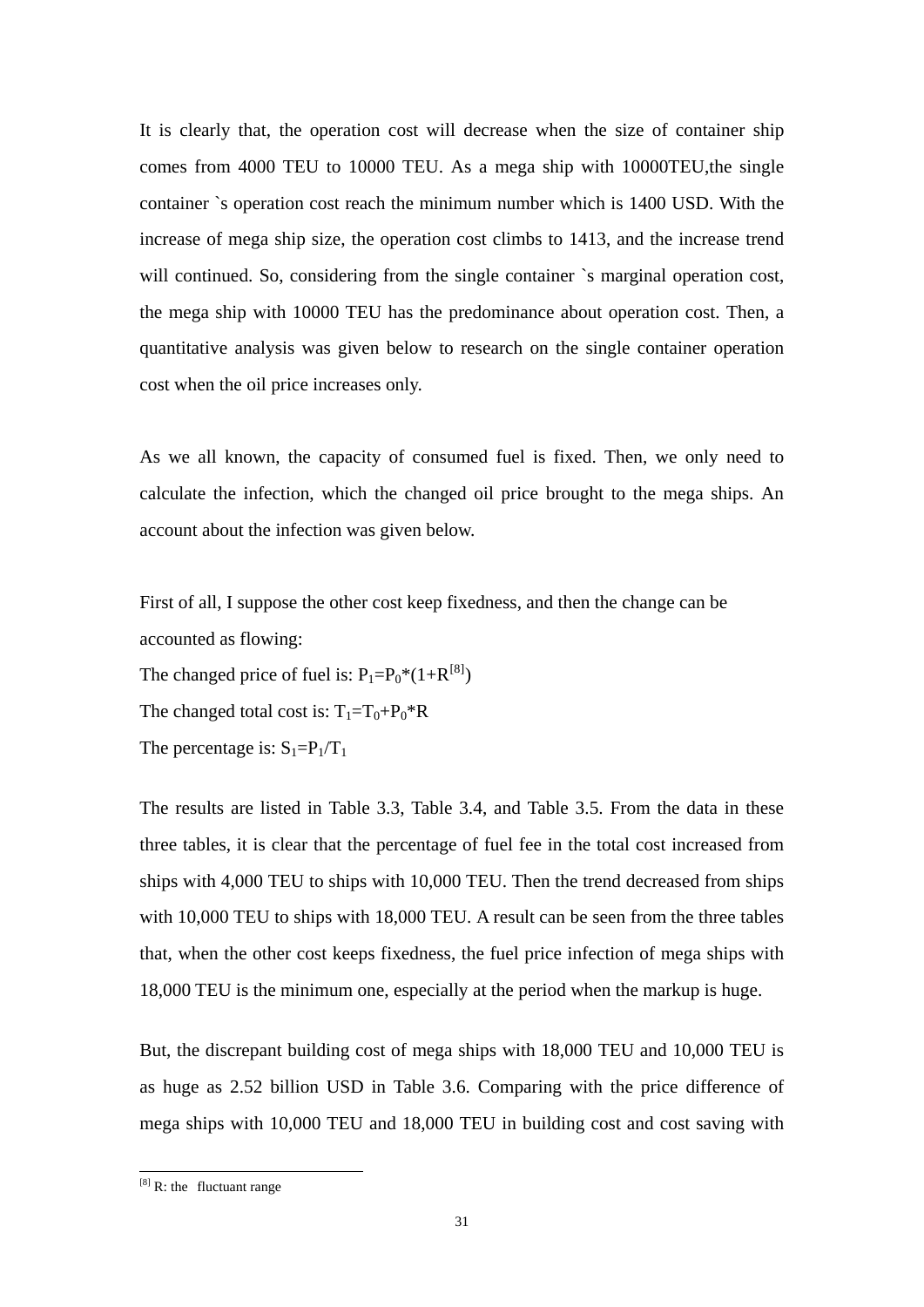It is clearly that, the operation cost will decrease when the size of container ship comes from 4000 TEU to 10000 TEU. As a mega ship with 10000TEU,the single container `s operation cost reach the minimum number which is 1400 USD. With the increase of mega ship size, the operation cost climbs to 1413, and the increase trend will continued. So, considering from the single container `s marginal operation cost, the mega ship with 10000 TEU has the predominance about operation cost. Then, a quantitative analysis was given below to research on the single container operation cost when the oil price increases only.

As we all known, the capacity of consumed fuel is fixed. Then, we only need to calculate the infection, which the changed oil price brought to the mega ships. An account about the infection was given below.

First of all, I suppose the other cost keep fixedness, and then the change can be accounted as flowing:

The changed price of fuel is: $P_1=P_0*(1+R^{[8]})$

The changed total cost is: $T_1=T_0+P_0*R$

The percentage is: $S_1=P_1/T_1$

The results are listed in Table 3.3, Table 3.4, and Table 3.5. From the data in these three tables, it is clear that the percentage of fuel fee in the total cost increased from ships with 4,000 TEU to ships with 10,000 TEU. Then the trend decreased from ships with 10,000 TEU to ships with 18,000 TEU. A result can be seen from the three tables that, when the other cost keeps fixedness, the fuel price infection of mega ships with 18,000 TEU is the minimum one, especially at the period when the markup is huge.

But, the discrepant building cost of mega ships with 18,000 TEU and 10,000 TEU is as huge as 2.52 billion USD in Table 3.6. Comparing with the price difference of mega ships with 10,000 TEU and 18,000 TEU in building cost and cost saving with

[8] R: the fluctuant range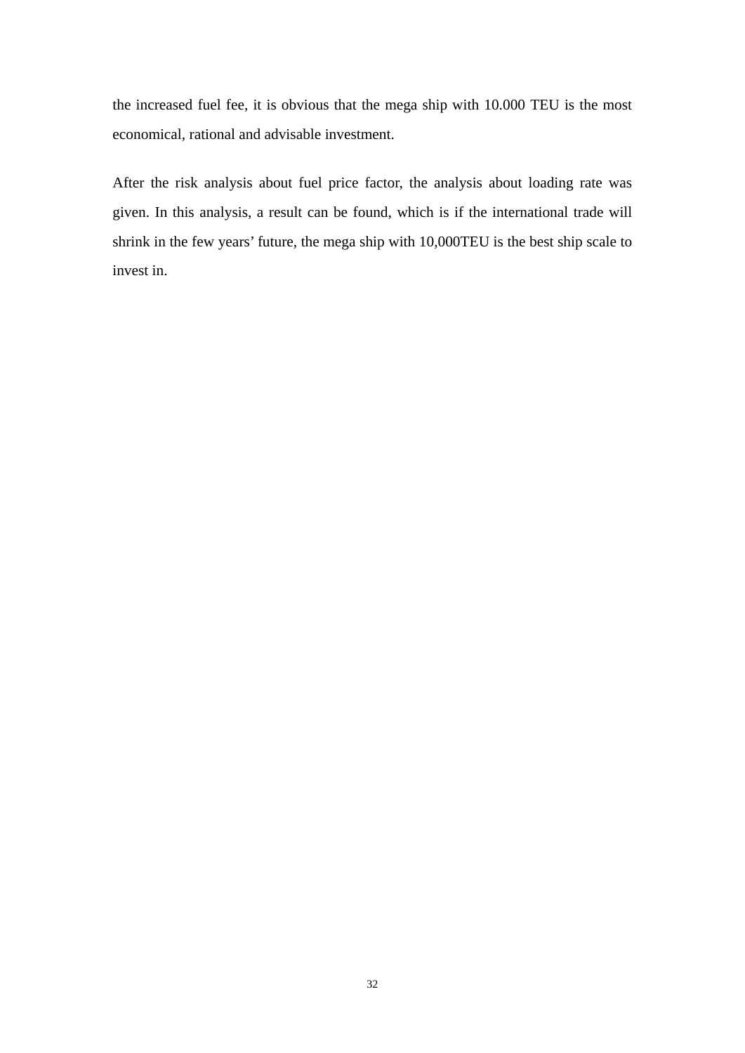the increased fuel fee, it is obvious that the mega ship with 10.000 TEU is the most economical, rational and advisable investment.

After the risk analysis about fuel price factor, the analysis about loading rate was given. In this analysis, a result can be found, which is if the international trade will shrink in the few years' future, the mega ship with 10,000TEU is the best ship scale to invest in.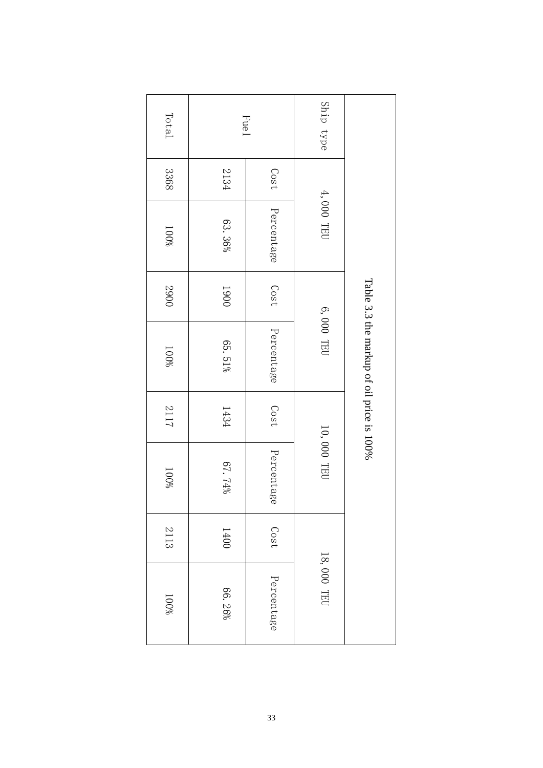| Table 3.3 the markup of oil price is 100% | | | | | | | | |
|---|---|---|---|---|---|---|---|---|
| Ship type | 4,000 TEU | | 6,000 TEU | | 10,000 TEU | | 18,000 TEU | |
| | Cost | Percentage | Cost | Percentage | Cost | Percentage | Cost | Percentage |
| Fuel | 2134 | 63.36% | 1900 | 65.51% | 1434 | 67.74% | 1400 | 66.26% |
| Total | 3368 | 100% | 2900 | 100% | 2117 | 100% | 2113 | 100% |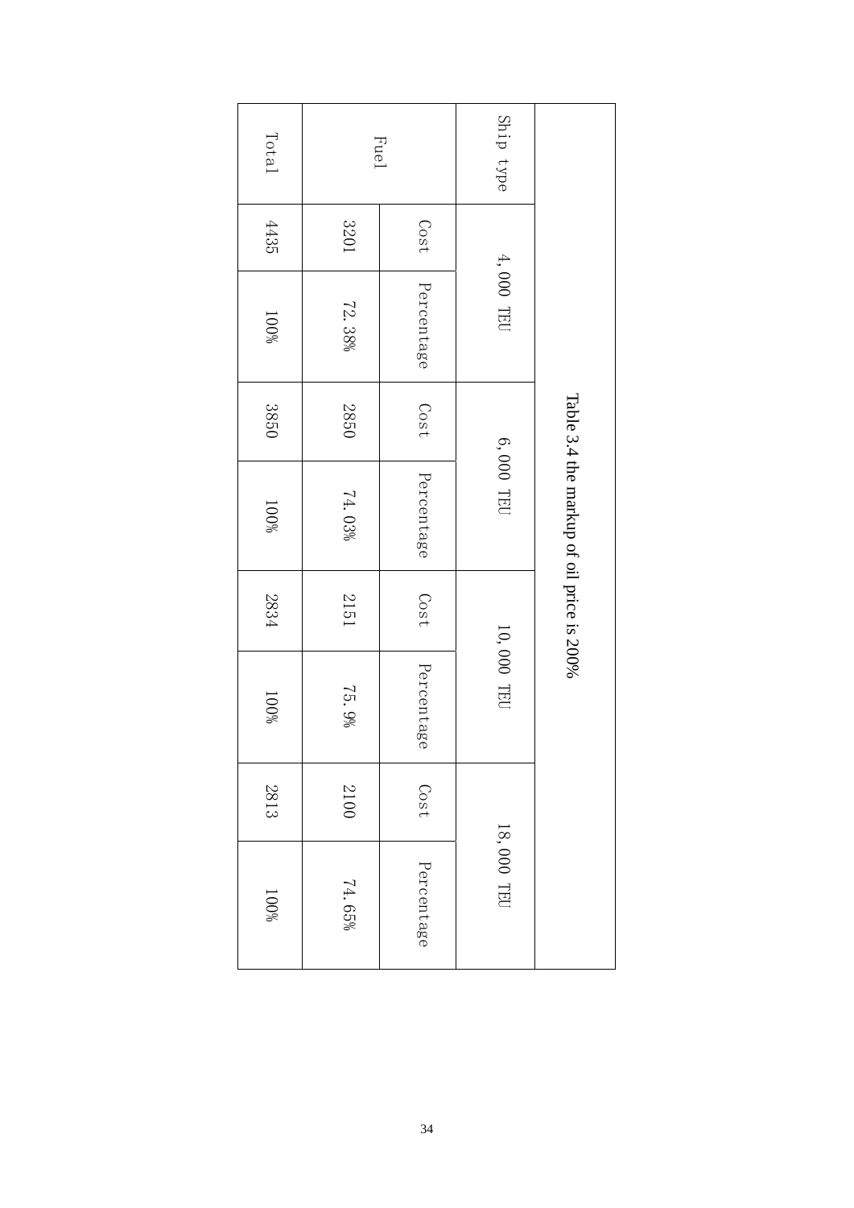Table 3.4 the markup of oil price is 200%

| Ship type | 4,000 TEU | | 6,000 TEU | | 10,000 TEU | | 18,000 TEU | |
|---|---|---|---|---|---|---|---|---|
| | Cost | Percentage | Cost | Percentage | Cost | Percentage | Cost | Percentage |
| Fuel | 3201 | 72.38% | 2850 | 74.03% | 2151 | 75.9% | 2100 | 74.65% |
| Total | 4435 | 100% | 3850 | 100% | 2834 | 100% | 2813 | 100% |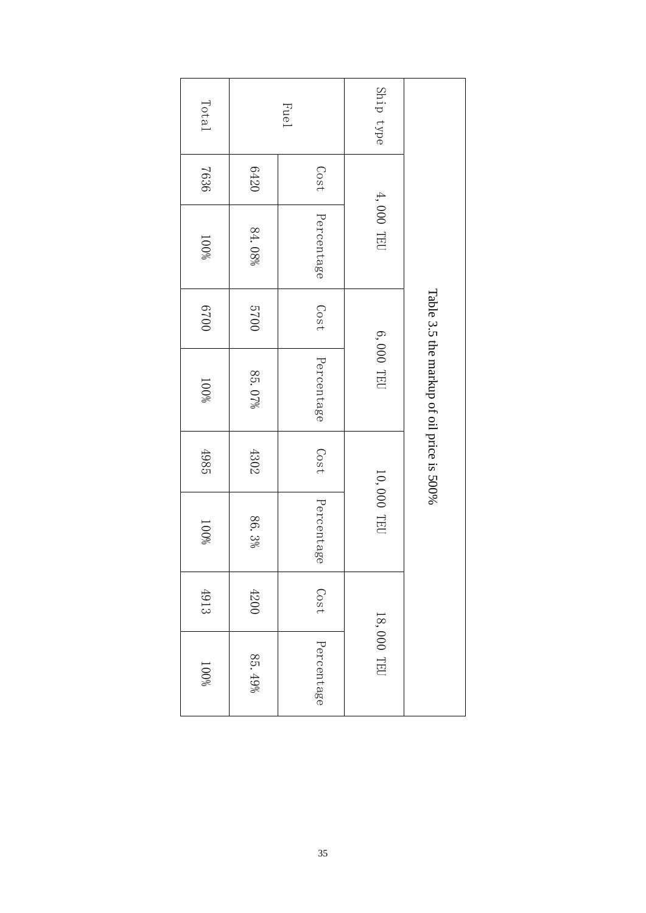Table 3.5 the markup of oil price is 500%

| Ship type | 4, 000 TEU | | 6, 000 TEU | | 10, 000 TEU | | 18, 000 TEU | |
|---|---|---|---|---|---|---|---|---|
| | Cost | Percentage | Cost | Percentage | Cost | Percentage | Cost | Percentage |
| Fuel | 6420 | 84.08% | 5700 | 85.07% | 4302 | 86.3% | 4200 | 85.49% |
| Total | 7636 | 100% | 6700 | 100% | 4985 | 100% | 4913 | 100% |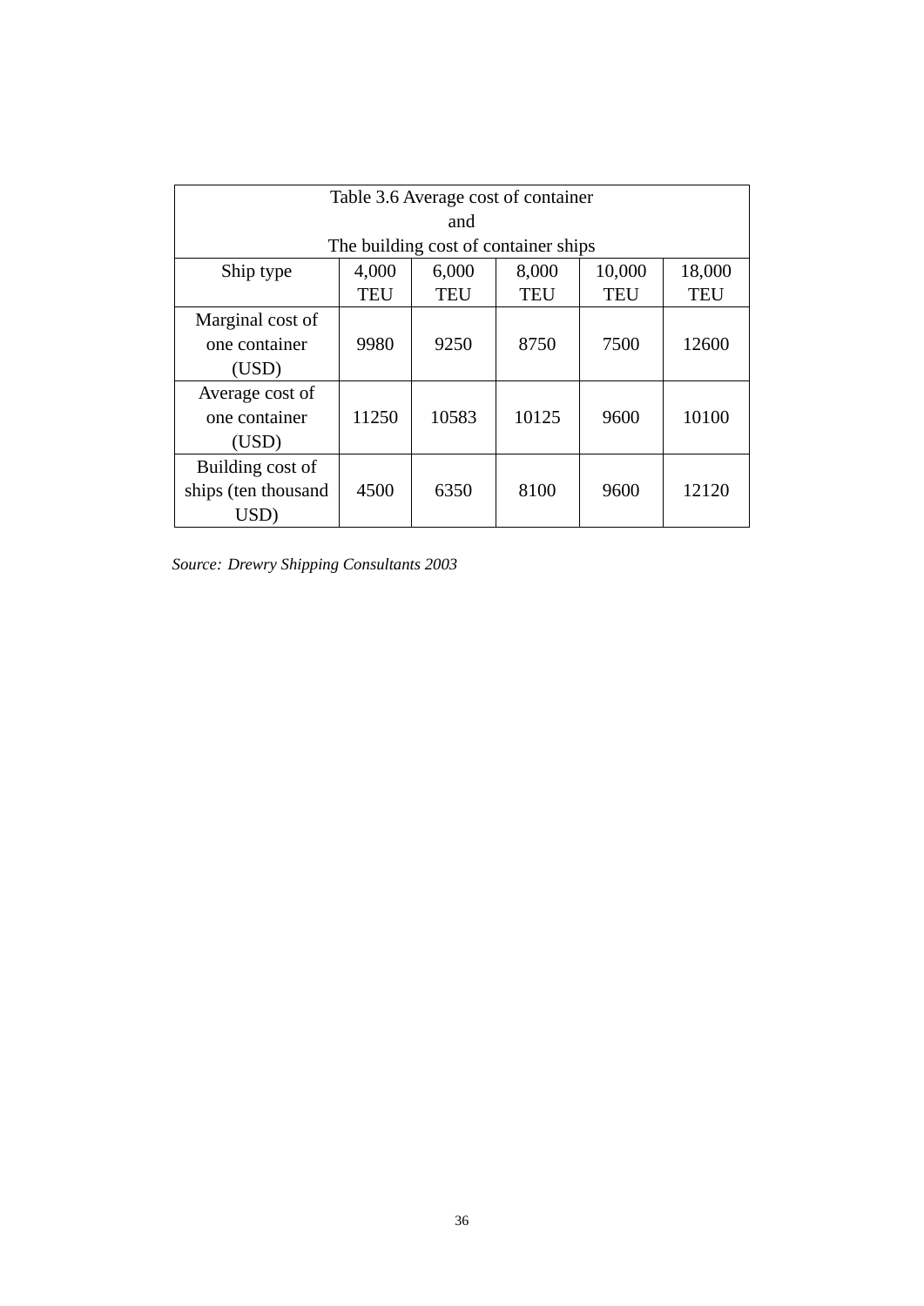Table 3.6 Average cost of container and The building cost of container ships

| Ship type | 4,000 TEU | 6,000 TEU | 8,000 TEU | 10,000 TEU | 18,000 TEU |
| --- | --- | --- | --- | --- | --- |
| Marginal cost of one container (USD) | 9980 | 9250 | 8750 | 7500 | 12600 |
| Average cost of one container (USD) | 11250 | 10583 | 10125 | 9600 | 10100 |
| Building cost of ships (ten thousand USD) | 4500 | 6350 | 8100 | 9600 | 12120 |

*Source: Drewry Shipping Consultants 2003*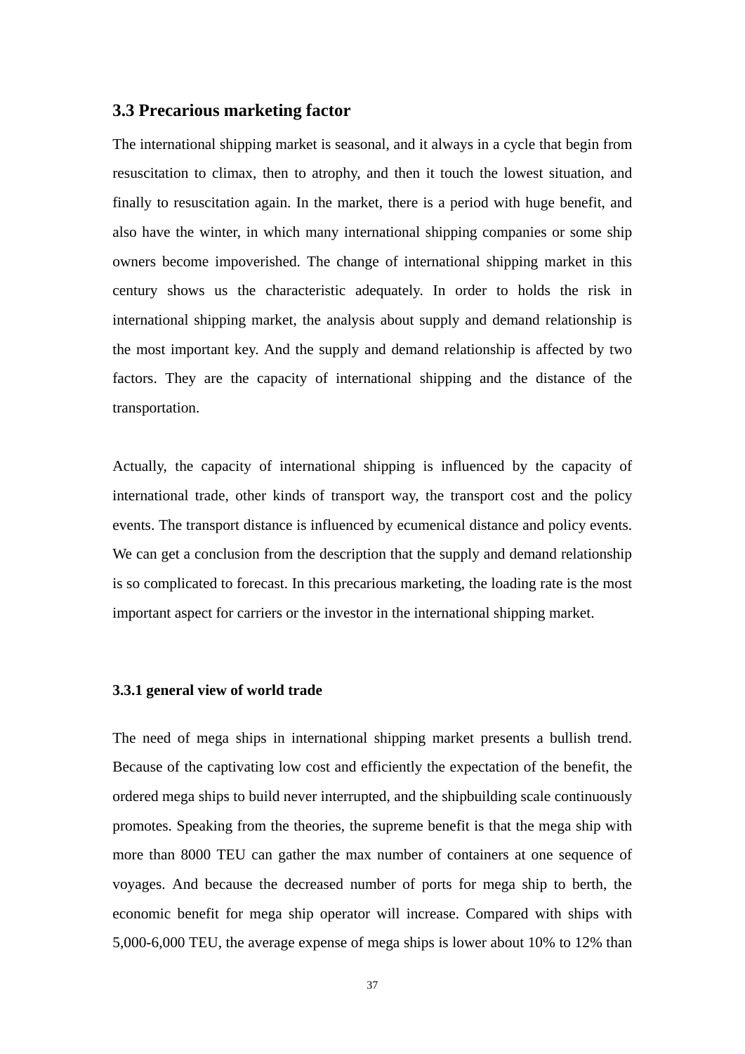## 3.3 Precarious marketing factor

The international shipping market is seasonal, and it always in a cycle that begin from resuscitation to climax, then to atrophy, and then it touch the lowest situation, and finally to resuscitation again. In the market, there is a period with huge benefit, and also have the winter, in which many international shipping companies or some ship owners become impoverished. The change of international shipping market in this century shows us the characteristic adequately. In order to holds the risk in international shipping market, the analysis about supply and demand relationship is the most important key. And the supply and demand relationship is affected by two factors. They are the capacity of international shipping and the distance of the transportation.

Actually, the capacity of international shipping is influenced by the capacity of international trade, other kinds of transport way, the transport cost and the policy events. The transport distance is influenced by ecumenical distance and policy events. We can get a conclusion from the description that the supply and demand relationship is so complicated to forecast. In this precarious marketing, the loading rate is the most important aspect for carriers or the investor in the international shipping market.

### 3.3.1 general view of world trade

The need of mega ships in international shipping market presents a bullish trend. Because of the captivating low cost and efficiently the expectation of the benefit, the ordered mega ships to build never interrupted, and the shipbuilding scale continuously promotes. Speaking from the theories, the supreme benefit is that the mega ship with more than 8000 TEU can gather the max number of containers at one sequence of voyages. And because the decreased number of ports for mega ship to berth, the economic benefit for mega ship operator will increase. Compared with ships with 5,000-6,000 TEU, the average expense of mega ships is lower about 10% to 12% than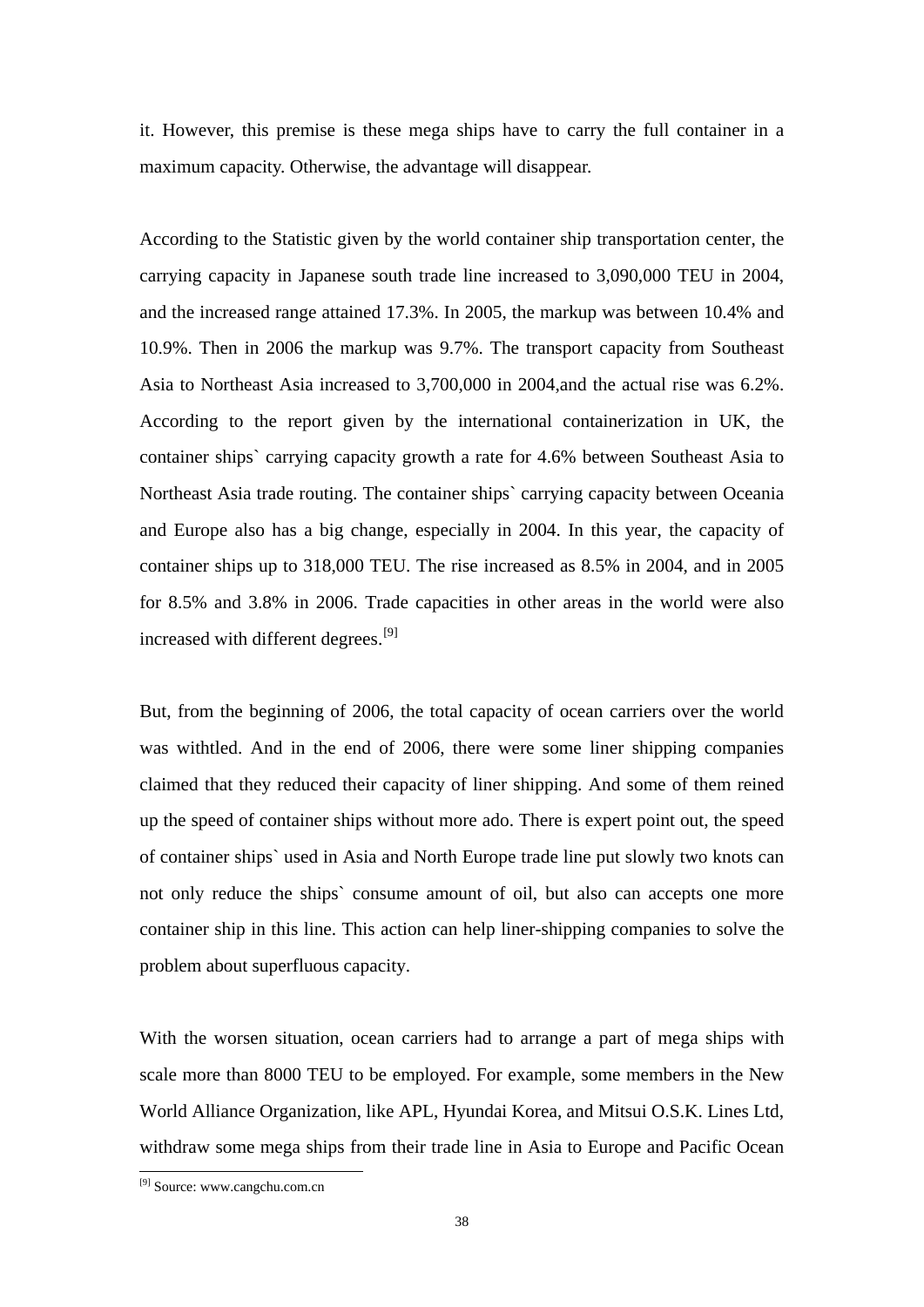it. However, this premise is these mega ships have to carry the full container in a maximum capacity. Otherwise, the advantage will disappear.

According to the Statistic given by the world container ship transportation center, the carrying capacity in Japanese south trade line increased to 3,090,000 TEU in 2004, and the increased range attained 17.3%. In 2005, the markup was between 10.4% and 10.9%. Then in 2006 the markup was 9.7%. The transport capacity from Southeast Asia to Northeast Asia increased to 3,700,000 in 2004,and the actual rise was 6.2%. According to the report given by the international containerization in UK, the container ships` carrying capacity growth a rate for 4.6% between Southeast Asia to Northeast Asia trade routing. The container ships` carrying capacity between Oceania and Europe also has a big change, especially in 2004. In this year, the capacity of container ships up to 318,000 TEU. The rise increased as 8.5% in 2004, and in 2005 for 8.5% and 3.8% in 2006. Trade capacities in other areas in the world were also increased with different degrees.[9]

But, from the beginning of 2006, the total capacity of ocean carriers over the world was withtled. And in the end of 2006, there were some liner shipping companies claimed that they reduced their capacity of liner shipping. And some of them reined up the speed of container ships without more ado. There is expert point out, the speed of container ships` used in Asia and North Europe trade line put slowly two knots can not only reduce the ships` consume amount of oil, but also can accepts one more container ship in this line. This action can help liner-shipping companies to solve the problem about superfluous capacity.

With the worsen situation, ocean carriers had to arrange a part of mega ships with scale more than 8000 TEU to be employed. For example, some members in the New World Alliance Organization, like APL, Hyundai Korea, and Mitsui O.S.K. Lines Ltd, withdraw some mega ships from their trade line in Asia to Europe and Pacific Ocean

[9] Source: www.cangchu.com.cn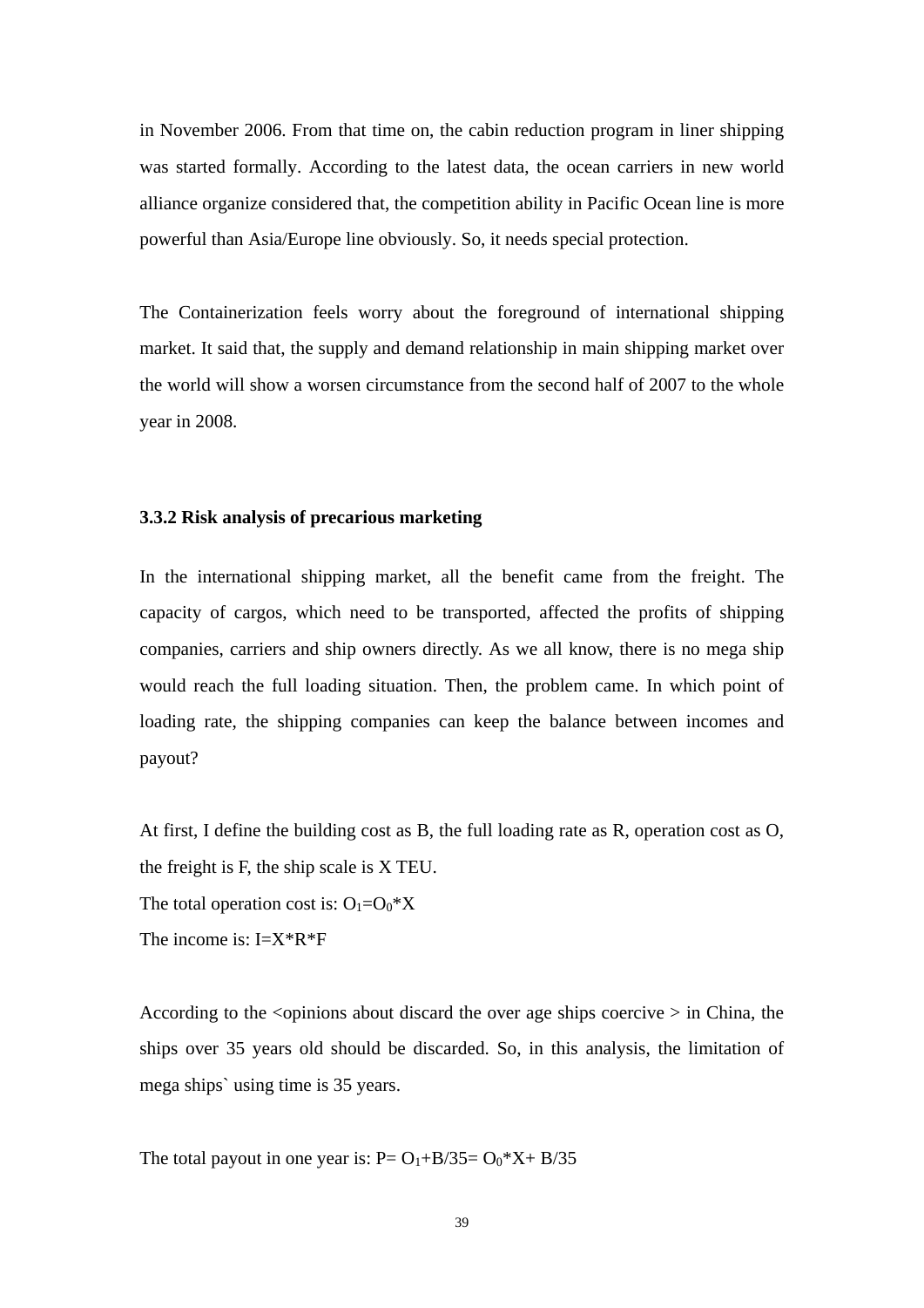in November 2006. From that time on, the cabin reduction program in liner shipping was started formally. According to the latest data, the ocean carriers in new world alliance organize considered that, the competition ability in Pacific Ocean line is more powerful than Asia/Europe line obviously. So, it needs special protection.

The Containerization feels worry about the foreground of international shipping market. It said that, the supply and demand relationship in main shipping market over the world will show a worsen circumstance from the second half of 2007 to the whole year in 2008.

### 3.3.2 Risk analysis of precarious marketing

In the international shipping market, all the benefit came from the freight. The capacity of cargos, which need to be transported, affected the profits of shipping companies, carriers and ship owners directly. As we all know, there is no mega ship would reach the full loading situation. Then, the problem came. In which point of loading rate, the shipping companies can keep the balance between incomes and payout?

At first, I define the building cost as B, the full loading rate as R, operation cost as O, the freight is F, the ship scale is X TEU.

The total operation cost is: $O_1=O_0*X$

The income is: $I=X*R*F$

According to the <opinions about discard the over age ships coercive > in China, the ships over 35 years old should be discarded. So, in this analysis, the limitation of mega ships` using time is 35 years.

The total payout in one year is: $P= O_1+B/35= O_0*X+ B/35$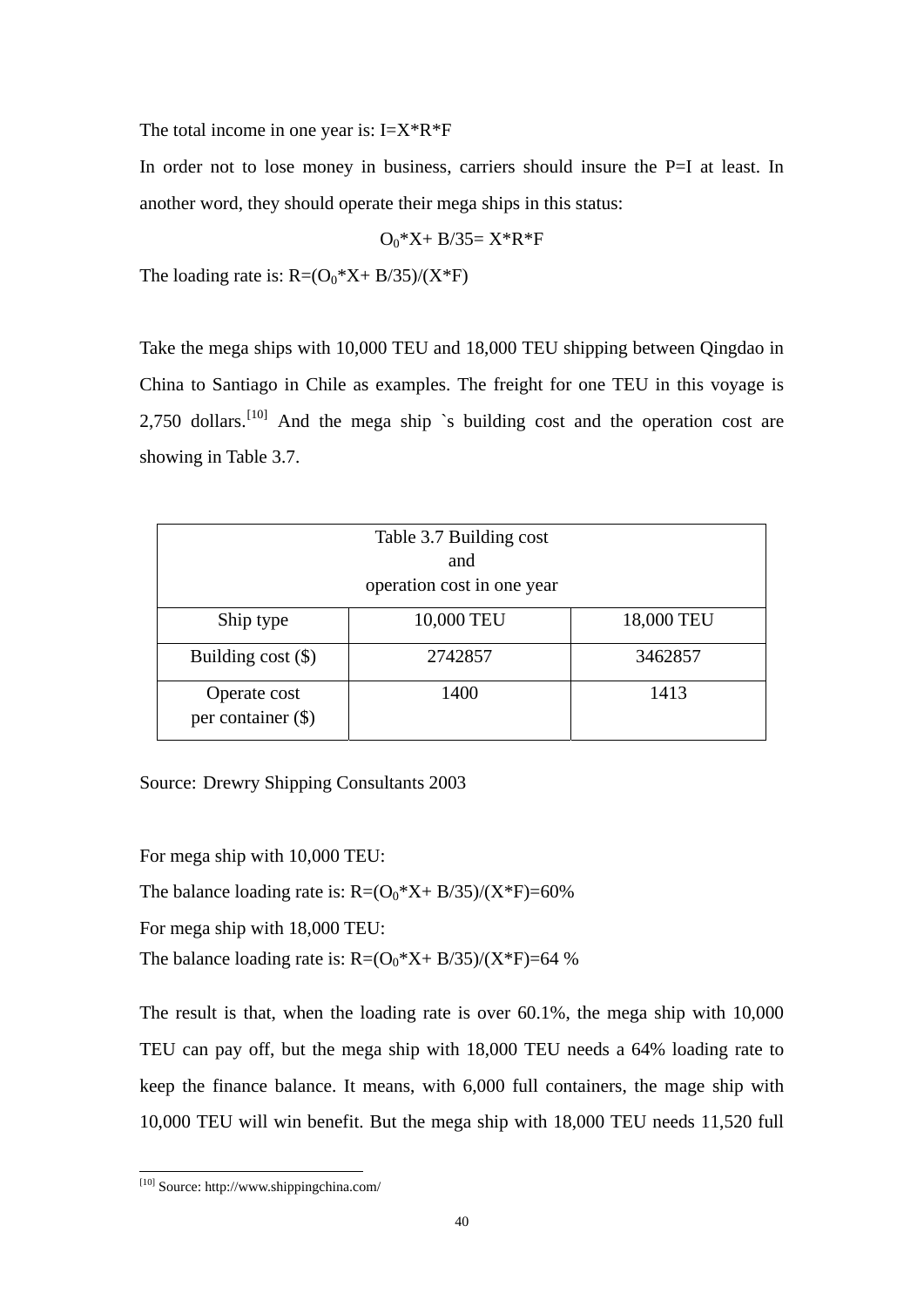The total income in one year is: $I=X*R*F$

In order not to lose money in business, carriers should insure the P=I at least. In another word, they should operate their mega ships in this status:

$$O_0*X+ B/35= X*R*F$$

The loading rate is: $R=(O_0*X+ B/35)/(X*F)$

Take the mega ships with 10,000 TEU and 18,000 TEU shipping between Qingdao in China to Santiago in Chile as examples. The freight for one TEU in this voyage is 2,750 dollars.[10] And the mega ship `s building cost and the operation cost are showing in Table 3.7.

| Table 3.7 Building cost and operation cost in one year | | |
|---|---|---|
| Ship type | 10,000 TEU | 18,000 TEU |
| Building cost ($) | 2742857 | 3462857 |
| Operate cost per container ($) | 1400 | 1413 |

Source: Drewry Shipping Consultants 2003

For mega ship with 10,000 TEU:

The balance loading rate is: $R=(O_0*X+ B/35)/(X*F)=60\%$

For mega ship with 18,000 TEU:

The balance loading rate is: $R=(O_0*X+ B/35)/(X*F)=64\ \%$

The result is that, when the loading rate is over 60.1%, the mega ship with 10,000 TEU can pay off, but the mega ship with 18,000 TEU needs a 64% loading rate to keep the finance balance. It means, with 6,000 full containers, the mage ship with 10,000 TEU will win benefit. But the mega ship with 18,000 TEU needs 11,520 full

[10] Source: http://www.shippingchina.com/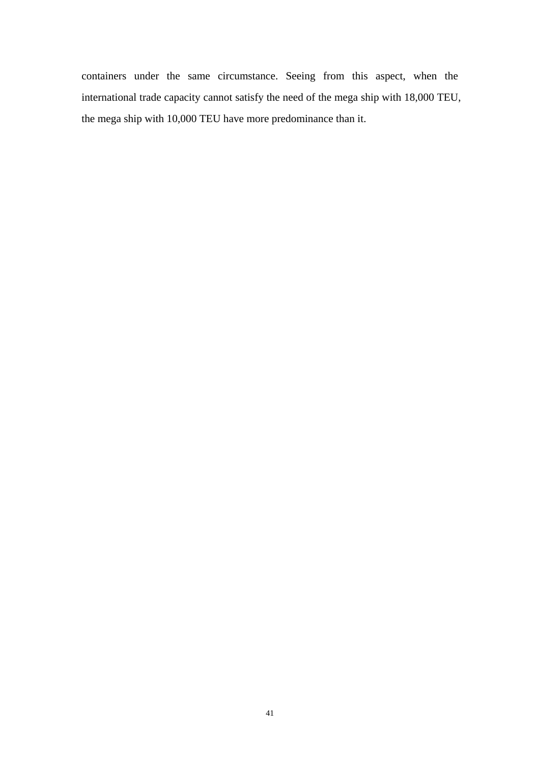containers under the same circumstance. Seeing from this aspect, when the international trade capacity cannot satisfy the need of the mega ship with 18,000 TEU, the mega ship with 10,000 TEU have more predominance than it.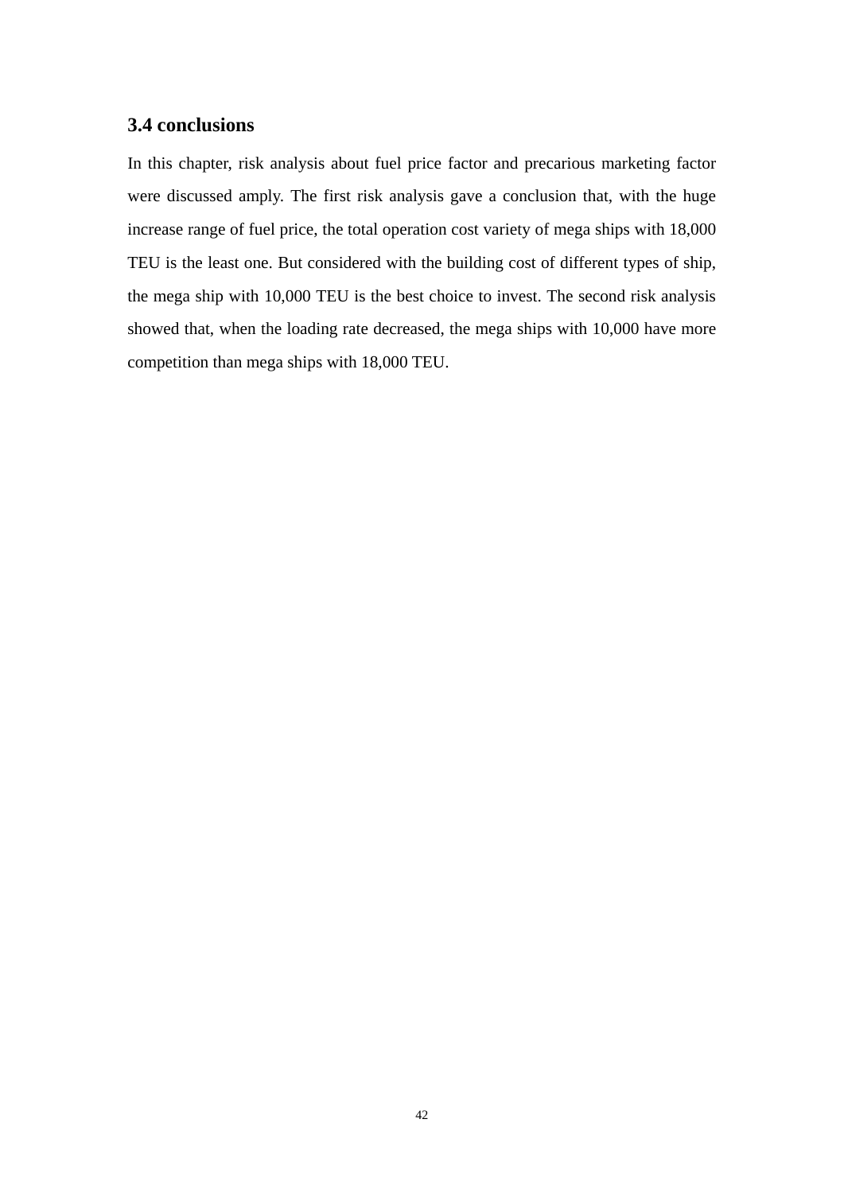### 3.4 conclusions

In this chapter, risk analysis about fuel price factor and precarious marketing factor were discussed amply. The first risk analysis gave a conclusion that, with the huge increase range of fuel price, the total operation cost variety of mega ships with 18,000 TEU is the least one. But considered with the building cost of different types of ship, the mega ship with 10,000 TEU is the best choice to invest. The second risk analysis showed that, when the loading rate decreased, the mega ships with 10,000 have more competition than mega ships with 18,000 TEU.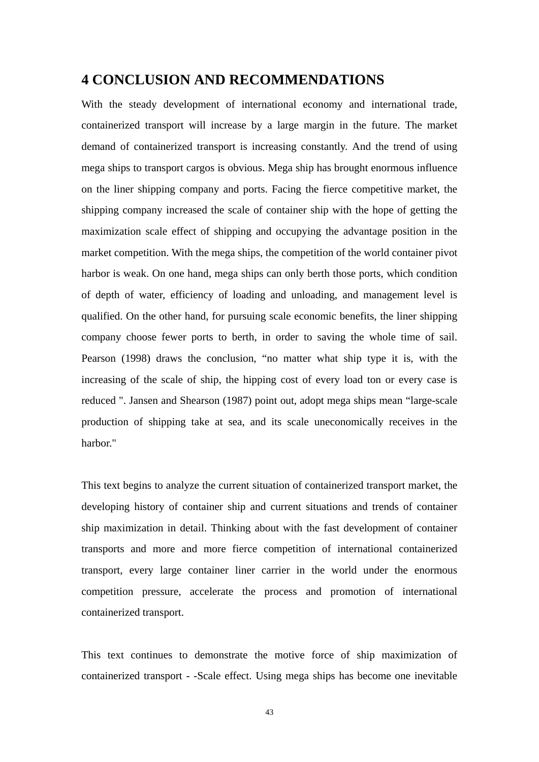# 4 CONCLUSION AND RECOMMENDATIONS

With the steady development of international economy and international trade, containerized transport will increase by a large margin in the future. The market demand of containerized transport is increasing constantly. And the trend of using mega ships to transport cargos is obvious. Mega ship has brought enormous influence on the liner shipping company and ports. Facing the fierce competitive market, the shipping company increased the scale of container ship with the hope of getting the maximization scale effect of shipping and occupying the advantage position in the market competition. With the mega ships, the competition of the world container pivot harbor is weak. On one hand, mega ships can only berth those ports, which condition of depth of water, efficiency of loading and unloading, and management level is qualified. On the other hand, for pursuing scale economic benefits, the liner shipping company choose fewer ports to berth, in order to saving the whole time of sail. Pearson (1998) draws the conclusion, "no matter what ship type it is, with the increasing of the scale of ship, the hipping cost of every load ton or every case is reduced ". Jansen and Shearson (1987) point out, adopt mega ships mean "large-scale production of shipping take at sea, and its scale uneconomically receives in the harbor."

This text begins to analyze the current situation of containerized transport market, the developing history of container ship and current situations and trends of container ship maximization in detail. Thinking about with the fast development of container transports and more and more fierce competition of international containerized transport, every large container liner carrier in the world under the enormous competition pressure, accelerate the process and promotion of international containerized transport.

This text continues to demonstrate the motive force of ship maximization of containerized transport - -Scale effect. Using mega ships has become one inevitable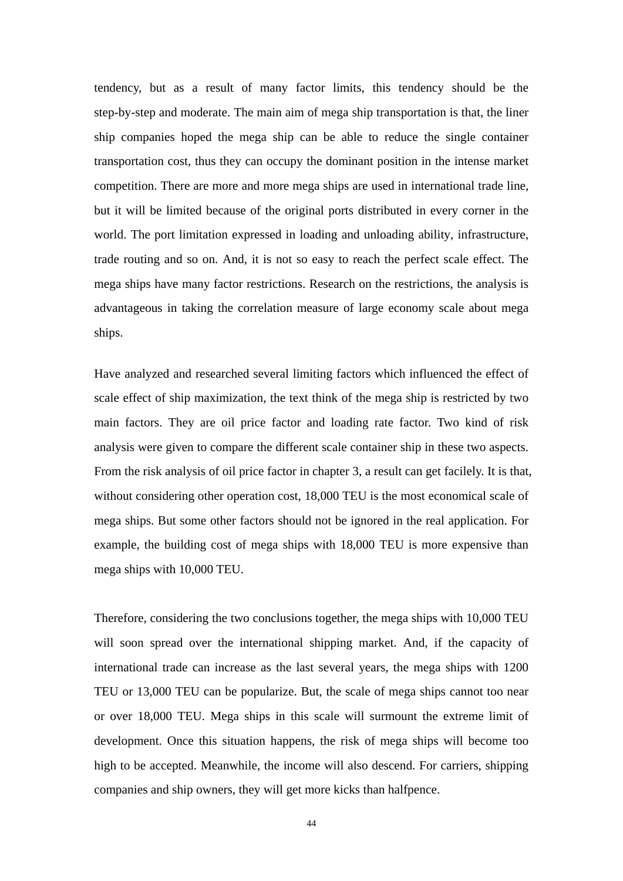tendency, but as a result of many factor limits, this tendency should be the step-by-step and moderate. The main aim of mega ship transportation is that, the liner ship companies hoped the mega ship can be able to reduce the single container transportation cost, thus they can occupy the dominant position in the intense market competition. There are more and more mega ships are used in international trade line, but it will be limited because of the original ports distributed in every corner in the world. The port limitation expressed in loading and unloading ability, infrastructure, trade routing and so on. And, it is not so easy to reach the perfect scale effect. The mega ships have many factor restrictions. Research on the restrictions, the analysis is advantageous in taking the correlation measure of large economy scale about mega ships.

Have analyzed and researched several limiting factors which influenced the effect of scale effect of ship maximization, the text think of the mega ship is restricted by two main factors. They are oil price factor and loading rate factor. Two kind of risk analysis were given to compare the different scale container ship in these two aspects. From the risk analysis of oil price factor in chapter 3, a result can get facilely. It is that, without considering other operation cost, 18,000 TEU is the most economical scale of mega ships. But some other factors should not be ignored in the real application. For example, the building cost of mega ships with 18,000 TEU is more expensive than mega ships with 10,000 TEU.

Therefore, considering the two conclusions together, the mega ships with 10,000 TEU will soon spread over the international shipping market. And, if the capacity of international trade can increase as the last several years, the mega ships with 1200 TEU or 13,000 TEU can be popularize. But, the scale of mega ships cannot too near or over 18,000 TEU. Mega ships in this scale will surmount the extreme limit of development. Once this situation happens, the risk of mega ships will become too high to be accepted. Meanwhile, the income will also descend. For carriers, shipping companies and ship owners, they will get more kicks than halfpence.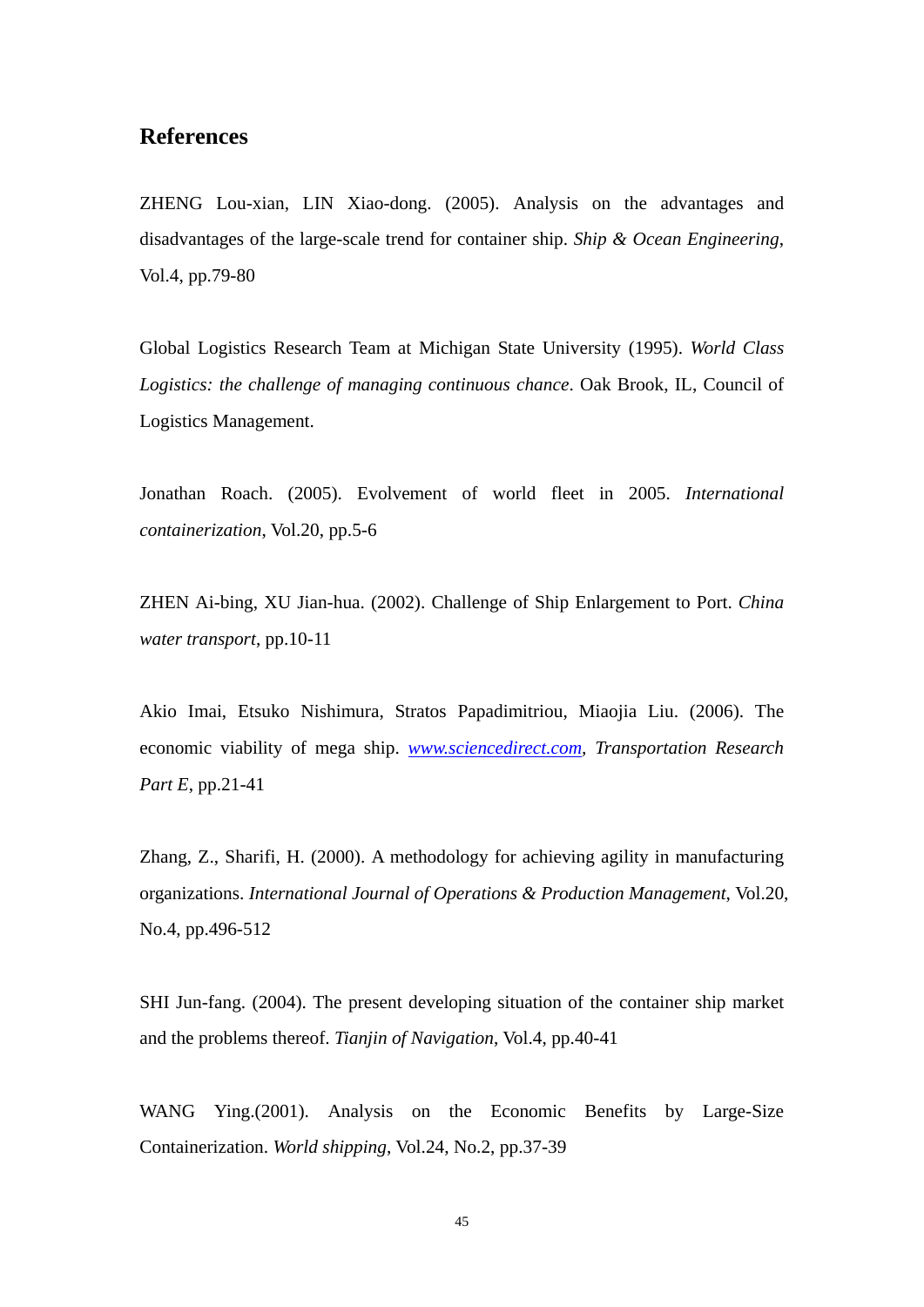## References

ZHENG Lou-xian, LIN Xiao-dong. (2005). Analysis on the advantages and disadvantages of the large-scale trend for container ship. *Ship & Ocean Engineering*, Vol.4, pp.79-80

Global Logistics Research Team at Michigan State University (1995). *World Class Logistics: the challenge of managing continuous chance*. Oak Brook, IL, Council of Logistics Management.

Jonathan Roach. (2005). Evolvement of world fleet in 2005. *International containerization*, Vol.20, pp.5-6

ZHEN Ai-bing, XU Jian-hua. (2002). Challenge of Ship Enlargement to Port. *China water transport*, pp.10-11

Akio Imai, Etsuko Nishimura, Stratos Papadimitriou, Miaojia Liu. (2006). The economic viability of mega ship. www.sciencedirect.com, *Transportation Research Part E*, pp.21-41

Zhang, Z., Sharifi, H. (2000). A methodology for achieving agility in manufacturing organizations. *International Journal of Operations & Production Management*, Vol.20, No.4, pp.496-512

SHI Jun-fang. (2004). The present developing situation of the container ship market and the problems thereof. *Tianjin of Navigation*, Vol.4, pp.40-41

WANG Ying.(2001). Analysis on the Economic Benefits by Large-Size Containerization. *World shipping*, Vol.24, No.2, pp.37-39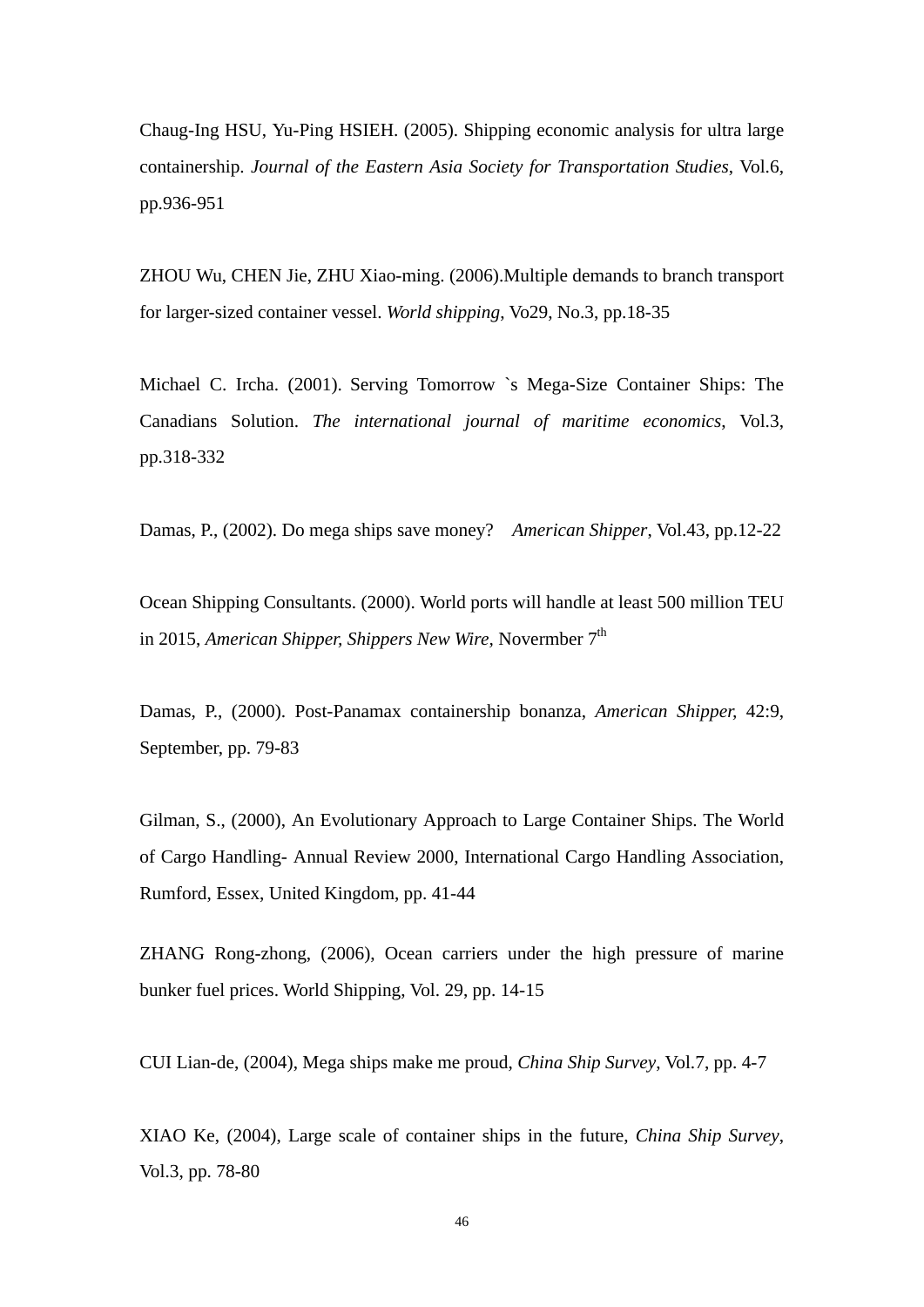Chaug-Ing HSU, Yu-Ping HSIEH. (2005). Shipping economic analysis for ultra large containership. *Journal of the Eastern Asia Society for Transportation Studies*, Vol.6, pp.936-951

ZHOU Wu, CHEN Jie, ZHU Xiao-ming. (2006).Multiple demands to branch transport for larger-sized container vessel. *World shipping*, Vo29, No.3, pp.18-35

Michael C. Ircha. (2001). Serving Tomorrow `s Mega-Size Container Ships: The Canadians Solution. *The international journal of maritime economics*, Vol.3, pp.318-332

Damas, P., (2002). Do mega ships save money? *American Shipper*, Vol.43, pp.12-22

Ocean Shipping Consultants. (2000). World ports will handle at least 500 million TEU in 2015, *American Shipper, Shippers New Wire*, Novermber 7th

Damas, P., (2000). Post-Panamax containership bonanza, *American Shipper,* 42:9, September, pp. 79-83

Gilman, S., (2000), An Evolutionary Approach to Large Container Ships. The World of Cargo Handling- Annual Review 2000, International Cargo Handling Association, Rumford, Essex, United Kingdom, pp. 41-44

ZHANG Rong-zhong, (2006), Ocean carriers under the high pressure of marine bunker fuel prices. World Shipping, Vol. 29, pp. 14-15

CUI Lian-de, (2004), Mega ships make me proud, *China Ship Survey*, Vol.7, pp. 4-7

XIAO Ke, (2004), Large scale of container ships in the future, *China Ship Survey*, Vol.3, pp. 78-80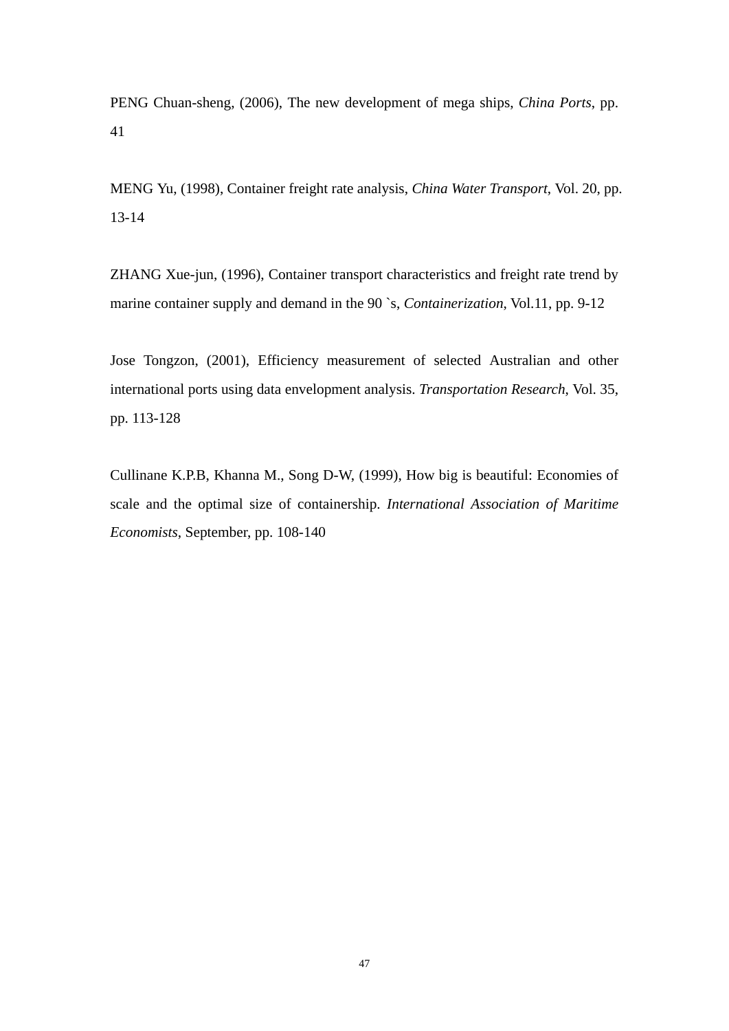PENG Chuan-sheng, (2006), The new development of mega ships, *China Ports*, pp. 41

MENG Yu, (1998), Container freight rate analysis, *China Water Transport*, Vol. 20, pp. 13-14

ZHANG Xue-jun, (1996), Container transport characteristics and freight rate trend by marine container supply and demand in the 90 `s, *Containerization*, Vol.11, pp. 9-12

Jose Tongzon, (2001), Efficiency measurement of selected Australian and other international ports using data envelopment analysis. *Transportation Research*, Vol. 35, pp. 113-128

Cullinane K.P.B, Khanna M., Song D-W, (1999), How big is beautiful: Economies of scale and the optimal size of containership. *International Association of Maritime Economists*, September, pp. 108-140